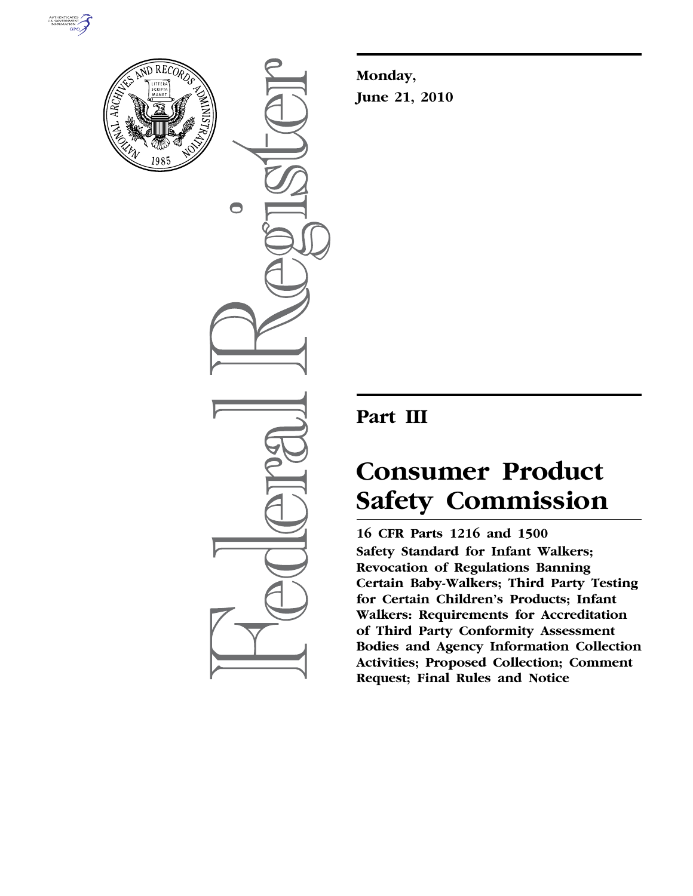Monday,

June 21, 2010

# Part III

# Consumer Product Safety Commission

**16 CFR Parts 1216 and 1500**

**Safety Standard for Infant Walkers; Revocation of Regulations Banning Certain Baby-Walkers; Third Party Testing for Certain Children's Products; Infant Walkers: Requirements for Accreditation of Third Party Conformity Assessment Bodies and Agency Information Collection Activities; Proposed Collection; Comment Request; Final Rules and Notice**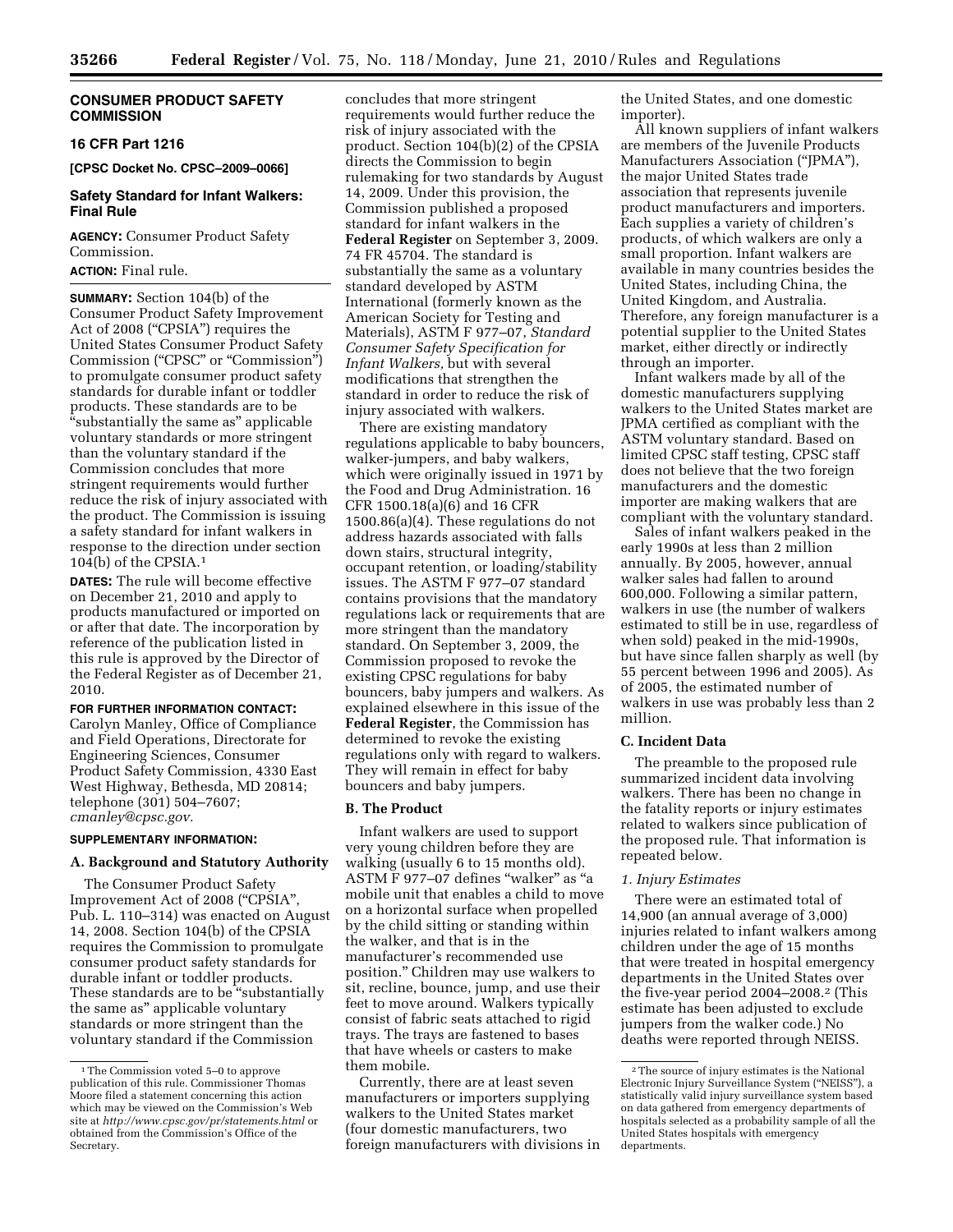## CONSUMER PRODUCT SAFETY COMMISSION

### 16 CFR Part 1216

**[CPSC Docket No. CPSC–2009–0066]**

### Safety Standard for Infant Walkers: Final Rule

**AGENCY:** Consumer Product Safety Commission.

**ACTION:** Final rule.

**SUMMARY:** Section 104(b) of the Consumer Product Safety Improvement Act of 2008 ("CPSIA") requires the United States Consumer Product Safety Commission ("CPSC" or "Commission") to promulgate consumer product safety standards for durable infant or toddler products. These standards are to be "substantially the same as" applicable voluntary standards or more stringent than the voluntary standard if the Commission concludes that more stringent requirements would further reduce the risk of injury associated with the product. The Commission is issuing a safety standard for infant walkers in response to the direction under section 104(b) of the CPSIA.[1]

**DATES:** The rule will become effective on December 21, 2010 and apply to products manufactured or imported on or after that date. The incorporation by reference of the publication listed in this rule is approved by the Director of the Federal Register as of December 21, 2010.

**FOR FURTHER INFORMATION CONTACT:** Carolyn Manley, Office of Compliance and Field Operations, Directorate for Engineering Sciences, Consumer Product Safety Commission, 4330 East West Highway, Bethesda, MD 20814; telephone (301) 504–7607; *cmanley@cpsc.gov.*

**SUPPLEMENTARY INFORMATION:**

#### A. Background and Statutory Authority

The Consumer Product Safety Improvement Act of 2008 ("CPSIA", Pub. L. 110–314) was enacted on August 14, 2008. Section 104(b) of the CPSIA requires the Commission to promulgate consumer product safety standards for durable infant or toddler products. These standards are to be "substantially the same as" applicable voluntary standards or more stringent than the voluntary standard if the Commission concludes that more stringent requirements would further reduce the risk of injury associated with the product. Section 104(b)(2) of the CPSIA directs the Commission to begin rulemaking for two standards by August 14, 2009. Under this provision, the Commission published a proposed standard for infant walkers in the **Federal Register** on September 3, 2009. 74 FR 45704. The standard is substantially the same as a voluntary standard developed by ASTM International (formerly known as the American Society for Testing and Materials), ASTM F 977–07, *Standard Consumer Safety Specification for Infant Walkers,* but with several modifications that strengthen the standard in order to reduce the risk of injury associated with walkers.

There are existing mandatory regulations applicable to baby bouncers, walker-jumpers, and baby walkers, which were originally issued in 1971 by the Food and Drug Administration. 16 CFR 1500.18(a)(6) and 16 CFR 1500.86(a)(4). These regulations do not address hazards associated with falls down stairs, structural integrity, occupant retention, or loading/stability issues. The ASTM F 977–07 standard contains provisions that the mandatory regulations lack or requirements that are more stringent than the mandatory standard. On September 3, 2009, the Commission proposed to revoke the existing CPSC regulations for baby bouncers, baby jumpers and walkers. As explained elsewhere in this issue of the **Federal Register**, the Commission has determined to revoke the existing regulations only with regard to walkers. They will remain in effect for baby bouncers and baby jumpers.

#### B. The Product

Infant walkers are used to support very young children before they are walking (usually 6 to 15 months old). ASTM F 977–07 defines "walker" as "a mobile unit that enables a child to move on a horizontal surface when propelled by the child sitting or standing within the walker, and that is in the manufacturer's recommended use position." Children may use walkers to sit, recline, bounce, jump, and use their feet to move around. Walkers typically consist of fabric seats attached to rigid trays. The trays are fastened to bases that have wheels or casters to make them mobile.

Currently, there are at least seven manufacturers or importers supplying walkers to the United States market (four domestic manufacturers, two foreign manufacturers with divisions in the United States, and one domestic importer).

All known suppliers of infant walkers are members of the Juvenile Products Manufacturers Association ("JPMA"), the major United States trade association that represents juvenile product manufacturers and importers. Each supplies a variety of children's products, of which walkers are only a small proportion. Infant walkers are available in many countries besides the United States, including China, the United Kingdom, and Australia. Therefore, any foreign manufacturer is a potential supplier to the United States market, either directly or indirectly through an importer.

Infant walkers made by all of the domestic manufacturers supplying walkers to the United States market are JPMA certified as compliant with the ASTM voluntary standard. Based on limited CPSC staff testing, CPSC staff does not believe that the two foreign manufacturers and the domestic importer are making walkers that are compliant with the voluntary standard.

Sales of infant walkers peaked in the early 1990s at less than 2 million annually. By 2005, however, annual walker sales had fallen to around 600,000. Following a similar pattern, walkers in use (the number of walkers estimated to still be in use, regardless of when sold) peaked in the mid-1990s, but have since fallen sharply as well (by 55 percent between 1996 and 2005). As of 2005, the estimated number of walkers in use was probably less than 2 million.

#### C. Incident Data

The preamble to the proposed rule summarized incident data involving walkers. There has been no change in the fatality reports or injury estimates related to walkers since publication of the proposed rule. That information is repeated below.

##### *1. Injury Estimates*

There were an estimated total of 14,900 (an annual average of 3,000) injuries related to infant walkers among children under the age of 15 months that were treated in hospital emergency departments in the United States over the five-year period 2004–2008.[2] (This estimate has been adjusted to exclude jumpers from the walker code.) No deaths were reported through NEISS.

---

[1] The Commission voted 5–0 to approve publication of this rule. Commissioner Thomas Moore filed a statement concerning this action which may be viewed on the Commission's Web site at *http://www.cpsc.gov/pr/statements.html* or obtained from the Commission's Office of the Secretary.

[2] The source of injury estimates is the National Electronic Injury Surveillance System ("NEISS"), a statistically valid injury surveillance system based on data gathered from emergency departments of hospitals selected as a probability sample of all the United States hospitals with emergency departments.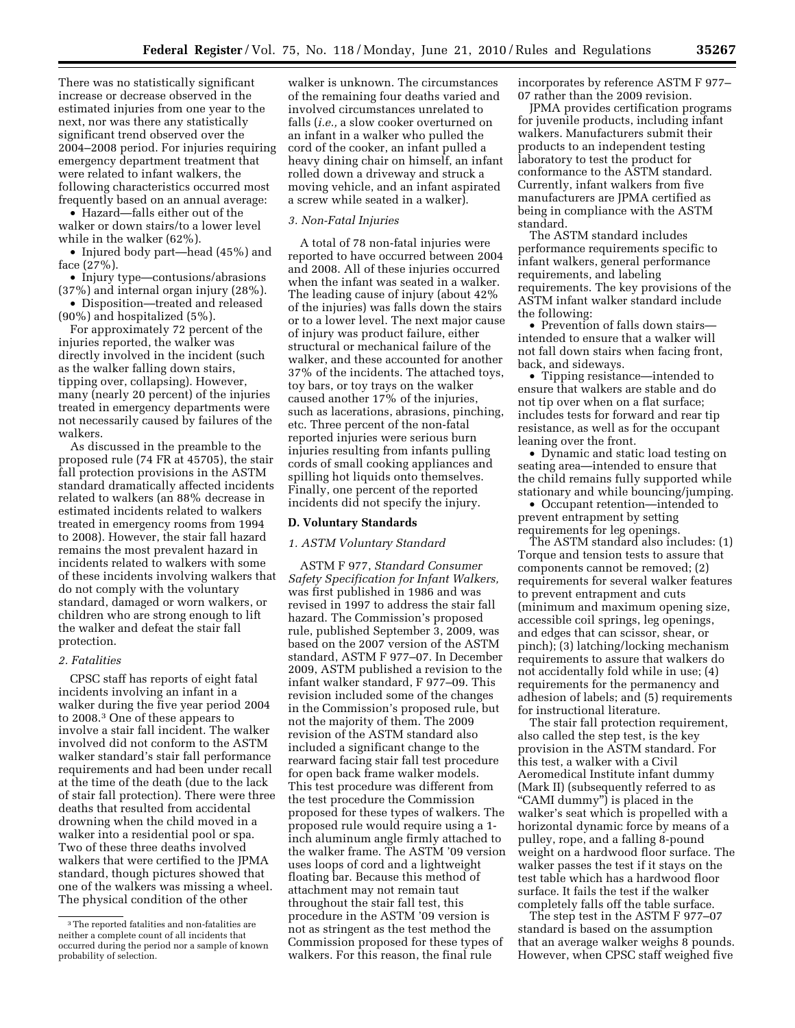There was no statistically significant increase or decrease observed in the estimated injuries from one year to the next, nor was there any statistically significant trend observed over the 2004–2008 period. For injuries requiring emergency department treatment that were related to infant walkers, the following characteristics occurred most frequently based on an annual average:

- Hazard—falls either out of the walker or down stairs/to a lower level while in the walker (62%).
- Injured body part—head (45%) and face (27%).
- Injury type—contusions/abrasions (37%) and internal organ injury (28%).
- Disposition—treated and released (90%) and hospitalized (5%).

For approximately 72 percent of the injuries reported, the walker was directly involved in the incident (such as the walker falling down stairs, tipping over, collapsing). However, many (nearly 20 percent) of the injuries treated in emergency departments were not necessarily caused by failures of the walkers.

As discussed in the preamble to the proposed rule (74 FR at 45705), the stair fall protection provisions in the ASTM standard dramatically affected incidents related to walkers (an 88% decrease in estimated incidents related to walkers treated in emergency rooms from 1994 to 2008). However, the stair fall hazard remains the most prevalent hazard in incidents related to walkers with some of these incidents involving walkers that do not comply with the voluntary standard, damaged or worn walkers, or children who are strong enough to lift the walker and defeat the stair fall protection.

*2. Fatalities*

CPSC staff has reports of eight fatal incidents involving an infant in a walker during the five year period 2004 to 2008.[3] One of these appears to involve a stair fall incident. The walker involved did not conform to the ASTM walker standard's stair fall performance requirements and had been under recall at the time of the death (due to the lack of stair fall protection). There were three deaths that resulted from accidental drowning when the child moved in a walker into a residential pool or spa. Two of these three deaths involved walkers that were certified to the JPMA standard, though pictures showed that one of the walkers was missing a wheel. The physical condition of the other walker is unknown. The circumstances of the remaining four deaths varied and involved circumstances unrelated to falls (*i.e.,* a slow cooker overturned on an infant in a walker who pulled the cord of the cooker, an infant pulled a heavy dining chair on himself, an infant rolled down a driveway and struck a moving vehicle, and an infant aspirated a screw while seated in a walker).

*3. Non-Fatal Injuries*

A total of 78 non-fatal injuries were reported to have occurred between 2004 and 2008. All of these injuries occurred when the infant was seated in a walker. The leading cause of injury (about 42% of the injuries) was falls down the stairs or to a lower level. The next major cause of injury was product failure, either structural or mechanical failure of the walker, and these accounted for another 37% of the incidents. The attached toys, toy bars, or toy trays on the walker caused another 17% of the injuries, such as lacerations, abrasions, pinching, etc. Three percent of the non-fatal reported injuries were serious burn injuries resulting from infants pulling cords of small cooking appliances and spilling hot liquids onto themselves. Finally, one percent of the reported incidents did not specify the injury.

**D. Voluntary Standards**

*1. ASTM Voluntary Standard*

ASTM F 977, *Standard Consumer Safety Specification for Infant Walkers,* was first published in 1986 and was revised in 1997 to address the stair fall hazard. The Commission's proposed rule, published September 3, 2009, was based on the 2007 version of the ASTM standard, ASTM F 977–07. In December 2009, ASTM published a revision to the infant walker standard, F 977–09. This revision included some of the changes in the Commission's proposed rule, but not the majority of them. The 2009 revision of the ASTM standard also included a significant change to the rearward facing stair fall test procedure for open back frame walker models. This test procedure was different from the test procedure the Commission proposed for these types of walkers. The proposed rule would require using a 1-inch aluminum angle firmly attached to the walker frame. The ASTM '09 version uses loops of cord and a lightweight floating bar. Because this method of attachment may not remain taut throughout the stair fall test, this procedure in the ASTM '09 version is not as stringent as the test method the Commission proposed for these types of walkers. For this reason, the final rule incorporates by reference ASTM F 977–07 rather than the 2009 revision.

JPMA provides certification programs for juvenile products, including infant walkers. Manufacturers submit their products to an independent testing laboratory to test the product for conformance to the ASTM standard. Currently, infant walkers from five manufacturers are JPMA certified as being in compliance with the ASTM standard.

The ASTM standard includes performance requirements specific to infant walkers, general performance requirements, and labeling requirements. The key provisions of the ASTM infant walker standard include the following:

- Prevention of falls down stairs—intended to ensure that a walker will not fall down stairs when facing front, back, and sideways.
- Tipping resistance—intended to ensure that walkers are stable and do not tip over when on a flat surface; includes tests for forward and rear tip resistance, as well as for the occupant leaning over the front.
- Dynamic and static load testing on seating area—intended to ensure that the child remains fully supported while stationary and while bouncing/jumping.
- Occupant retention—intended to prevent entrapment by setting requirements for leg openings.

The ASTM standard also includes: (1) Torque and tension tests to assure that components cannot be removed; (2) requirements for several walker features to prevent entrapment and cuts (minimum and maximum opening size, accessible coil springs, leg openings, and edges that can scissor, shear, or pinch); (3) latching/locking mechanism requirements to assure that walkers do not accidentally fold while in use; (4) requirements for the permanency and adhesion of labels; and (5) requirements for instructional literature.

The stair fall protection requirement, also called the step test, is the key provision in the ASTM standard. For this test, a walker with a Civil Aeromedical Institute infant dummy (Mark II) (subsequently referred to as "CAMI dummy") is placed in the walker's seat which is propelled with a horizontal dynamic force by means of a pulley, rope, and a falling 8-pound weight on a hardwood floor surface. The walker passes the test if it stays on the test table which has a hardwood floor surface. It fails the test if the walker completely falls off the table surface.

The step test in the ASTM F 977–07 standard is based on the assumption that an average walker weighs 8 pounds. However, when CPSC staff weighed five

[3] The reported fatalities and non-fatalities are neither a complete count of all incidents that occurred during the period nor a sample of known probability of selection.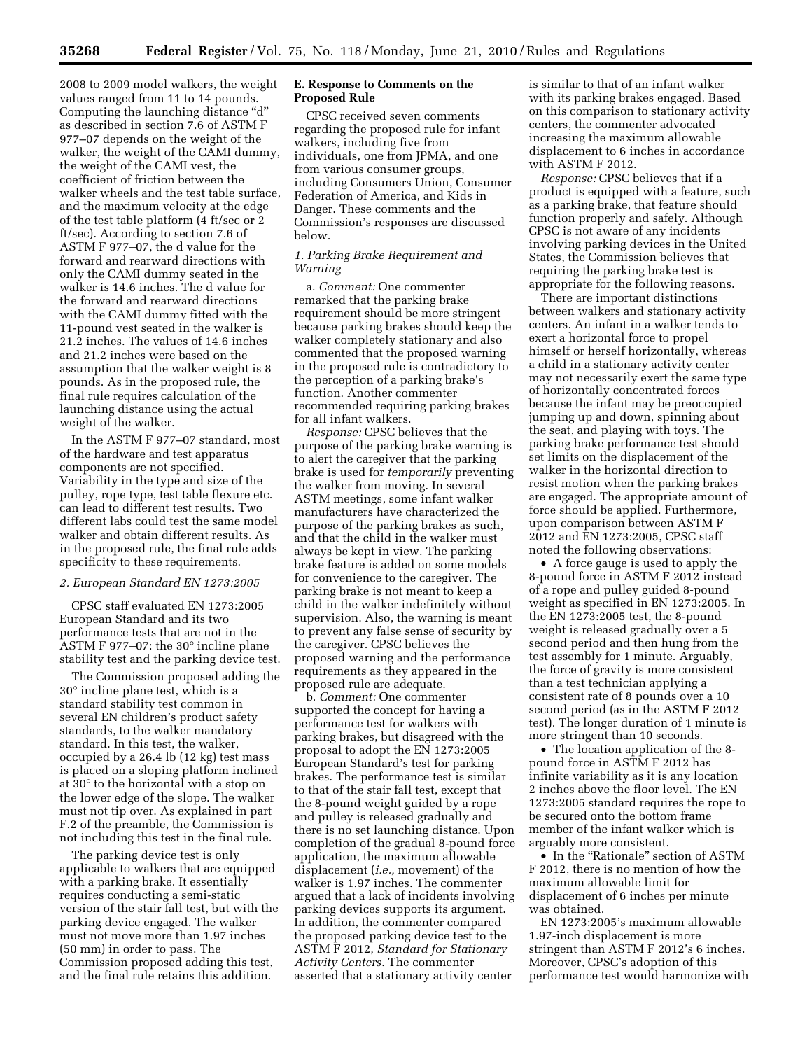2008 to 2009 model walkers, the weight values ranged from 11 to 14 pounds. Computing the launching distance "d" as described in section 7.6 of ASTM F 977–07 depends on the weight of the walker, the weight of the CAMI dummy, the weight of the CAMI vest, the coefficient of friction between the walker wheels and the test table surface, and the maximum velocity at the edge of the test table platform (4 ft/sec or 2 ft/sec). According to section 7.6 of ASTM F 977–07, the d value for the forward and rearward directions with only the CAMI dummy seated in the walker is 14.6 inches. The d value for the forward and rearward directions with the CAMI dummy fitted with the 11-pound vest seated in the walker is 21.2 inches. The values of 14.6 inches and 21.2 inches were based on the assumption that the walker weight is 8 pounds. As in the proposed rule, the final rule requires calculation of the launching distance using the actual weight of the walker.

In the ASTM F 977–07 standard, most of the hardware and test apparatus components are not specified. Variability in the type and size of the pulley, rope type, test table flexure etc. can lead to different test results. Two different labs could test the same model walker and obtain different results. As in the proposed rule, the final rule adds specificity to these requirements.

*2. European Standard EN 1273:2005*

CPSC staff evaluated EN 1273:2005 European Standard and its two performance tests that are not in the ASTM F 977–07: the 30° incline plane stability test and the parking device test.

The Commission proposed adding the 30° incline plane test, which is a standard stability test common in several EN children's product safety standards, to the walker mandatory standard. In this test, the walker, occupied by a 26.4 lb (12 kg) test mass is placed on a sloping platform inclined at 30° to the horizontal with a stop on the lower edge of the slope. The walker must not tip over. As explained in part F.2 of the preamble, the Commission is not including this test in the final rule.

The parking device test is only applicable to walkers that are equipped with a parking brake. It essentially requires conducting a semi-static version of the stair fall test, but with the parking device engaged. The walker must not move more than 1.97 inches (50 mm) in order to pass. The Commission proposed adding this test, and the final rule retains this addition.

**E. Response to Comments on the Proposed Rule**

CPSC received seven comments regarding the proposed rule for infant walkers, including five from individuals, one from JPMA, and one from various consumer groups, including Consumers Union, Consumer Federation of America, and Kids in Danger. These comments and the Commission's responses are discussed below.

*1. Parking Brake Requirement and Warning*

a. *Comment:* One commenter remarked that the parking brake requirement should be more stringent because parking brakes should keep the walker completely stationary and also commented that the proposed warning in the proposed rule is contradictory to the perception of a parking brake's function. Another commenter recommended requiring parking brakes for all infant walkers.

*Response:* CPSC believes that the purpose of the parking brake warning is to alert the caregiver that the parking brake is used for *temporarily* preventing the walker from moving. In several ASTM meetings, some infant walker manufacturers have characterized the purpose of the parking brakes as such, and that the child in the walker must always be kept in view. The parking brake feature is added on some models for convenience to the caregiver. The parking brake is not meant to keep a child in the walker indefinitely without supervision. Also, the warning is meant to prevent any false sense of security by the caregiver. CPSC believes the proposed warning and the performance requirements as they appeared in the proposed rule are adequate.

b. *Comment:* One commenter supported the concept for having a performance test for walkers with parking brakes, but disagreed with the proposal to adopt the EN 1273:2005 European Standard's test for parking brakes. The performance test is similar to that of the stair fall test, except that the 8-pound weight guided by a rope and pulley is released gradually and there is no set launching distance. Upon completion of the gradual 8-pound force application, the maximum allowable displacement (*i.e.,* movement) of the walker is 1.97 inches. The commenter argued that a lack of incidents involving parking devices supports its argument. In addition, the commenter compared the proposed parking device test to the ASTM F 2012, *Standard for Stationary Activity Centers.* The commenter asserted that a stationary activity center is similar to that of an infant walker with its parking brakes engaged. Based on this comparison to stationary activity centers, the commenter advocated increasing the maximum allowable displacement to 6 inches in accordance with ASTM F 2012.

*Response:* CPSC believes that if a product is equipped with a feature, such as a parking brake, that feature should function properly and safely. Although CPSC is not aware of any incidents involving parking devices in the United States, the Commission believes that requiring the parking brake test is appropriate for the following reasons.

There are important distinctions between walkers and stationary activity centers. An infant in a walker tends to exert a horizontal force to propel himself or herself horizontally, whereas a child in a stationary activity center may not necessarily exert the same type of horizontally concentrated forces because the infant may be preoccupied jumping up and down, spinning about the seat, and playing with toys. The parking brake performance test should set limits on the displacement of the walker in the horizontal direction to resist motion when the parking brakes are engaged. The appropriate amount of force should be applied. Furthermore, upon comparison between ASTM F 2012 and EN 1273:2005, CPSC staff noted the following observations:

- A force gauge is used to apply the 8-pound force in ASTM F 2012 instead of a rope and pulley guided 8-pound weight as specified in EN 1273:2005. In the EN 1273:2005 test, the 8-pound weight is released gradually over a 5 second period and then hung from the test assembly for 1 minute. Arguably, the force of gravity is more consistent than a test technician applying a consistent rate of 8 pounds over a 10 second period (as in the ASTM F 2012 test). The longer duration of 1 minute is more stringent than 10 seconds.
- The location application of the 8-pound force in ASTM F 2012 has infinite variability as it is any location 2 inches above the floor level. The EN 1273:2005 standard requires the rope to be secured onto the bottom frame member of the infant walker which is arguably more consistent.
- In the "Rationale" section of ASTM F 2012, there is no mention of how the maximum allowable limit for displacement of 6 inches per minute was obtained.

EN 1273:2005's maximum allowable 1.97-inch displacement is more stringent than ASTM F 2012's 6 inches. Moreover, CPSC's adoption of this performance test would harmonize with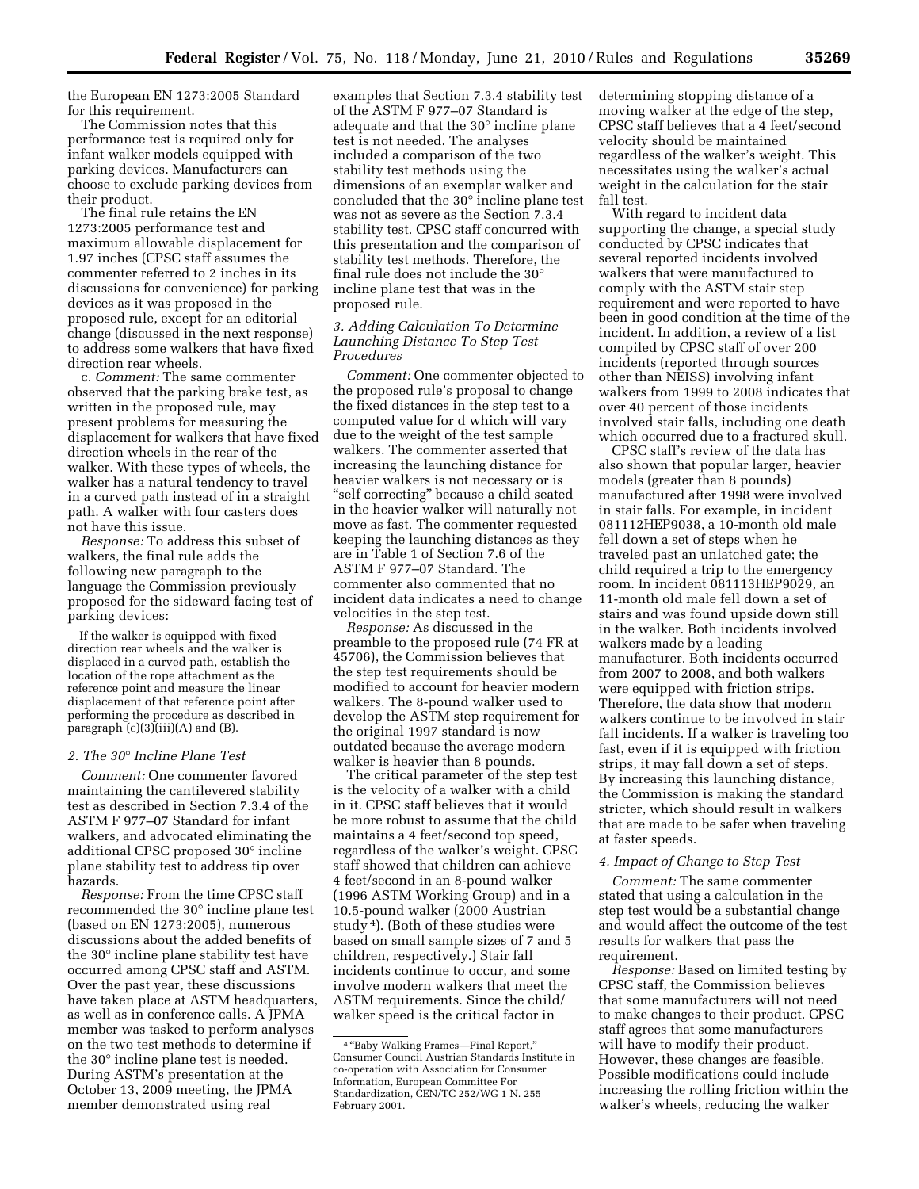the European EN 1273:2005 Standard for this requirement.

The Commission notes that this performance test is required only for infant walker models equipped with parking devices. Manufacturers can choose to exclude parking devices from their product.

The final rule retains the EN 1273:2005 performance test and maximum allowable displacement for 1.97 inches (CPSC staff assumes the commenter referred to 2 inches in its discussions for convenience) for parking devices as it was proposed in the proposed rule, except for an editorial change (discussed in the next response) to address some walkers that have fixed direction rear wheels.

c. *Comment:* The same commenter observed that the parking brake test, as written in the proposed rule, may present problems for measuring the displacement for walkers that have fixed direction wheels in the rear of the walker. With these types of wheels, the walker has a natural tendency to travel in a curved path instead of in a straight path. A walker with four casters does not have this issue.

*Response:* To address this subset of walkers, the final rule adds the following new paragraph to the language the Commission previously proposed for the sideward facing test of parking devices:

> If the walker is equipped with fixed direction rear wheels and the walker is displaced in a curved path, establish the location of the rope attachment as the reference point and measure the linear displacement of that reference point after performing the procedure as described in paragraph (c)(3)(iii)(A) and (B).

### 2. The 30° Incline Plane Test

*Comment:* One commenter favored maintaining the cantilevered stability test as described in Section 7.3.4 of the ASTM F 977–07 Standard for infant walkers, and advocated eliminating the additional CPSC proposed 30° incline plane stability test to address tip over hazards.

*Response:* From the time CPSC staff recommended the 30° incline plane test (based on EN 1273:2005), numerous discussions about the added benefits of the 30° incline plane stability test have occurred among CPSC staff and ASTM. Over the past year, these discussions have taken place at ASTM headquarters, as well as in conference calls. A JPMA member was tasked to perform analyses on the two test methods to determine if the 30° incline plane test is needed. During ASTM's presentation at the October 13, 2009 meeting, the JPMA member demonstrated using real examples that Section 7.3.4 stability test of the ASTM F 977–07 Standard is adequate and that the 30° incline plane test is not needed. The analyses included a comparison of the two stability test methods using the dimensions of an exemplar walker and concluded that the 30° incline plane test was not as severe as the Section 7.3.4 stability test. CPSC staff concurred with this presentation and the comparison of stability test methods. Therefore, the final rule does not include the 30° incline plane test that was in the proposed rule.

### 3. Adding Calculation To Determine Launching Distance To Step Test Procedures

*Comment:* One commenter objected to the proposed rule's proposal to change the fixed distances in the step test to a computed value for d which will vary due to the weight of the test sample walkers. The commenter asserted that increasing the launching distance for heavier walkers is not necessary or is "self correcting" because a child seated in the heavier walker will naturally not move as fast. The commenter requested keeping the launching distances as they are in Table 1 of Section 7.6 of the ASTM F 977–07 Standard. The commenter also commented that no incident data indicates a need to change velocities in the step test.

*Response:* As discussed in the preamble to the proposed rule (74 FR at 45706), the Commission believes that the step test requirements should be modified to account for heavier modern walkers. The 8-pound walker used to develop the ASTM step requirement for the original 1997 standard is now outdated because the average modern walker is heavier than 8 pounds.

The critical parameter of the step test is the velocity of a walker with a child in it. CPSC staff believes that it would be more robust to assume that the child maintains a 4 feet/second top speed, regardless of the walker's weight. CPSC staff showed that children can achieve 4 feet/second in an 8-pound walker (1996 ASTM Working Group) and in a 10.5-pound walker (2000 Austrian study[4]). (Both of these studies were based on small sample sizes of 7 and 5 children, respectively.) Stair fall incidents continue to occur, and some involve modern walkers that meet the ASTM requirements. Since the child/walker speed is the critical factor in determining stopping distance of a moving walker at the edge of the step, CPSC staff believes that a 4 feet/second velocity should be maintained regardless of the walker's weight. This necessitates using the walker's actual weight in the calculation for the stair fall test.

With regard to incident data supporting the change, a special study conducted by CPSC indicates that several reported incidents involved walkers that were manufactured to comply with the ASTM stair step requirement and were reported to have been in good condition at the time of the incident. In addition, a review of a list compiled by CPSC staff of over 200 incidents (reported through sources other than NEISS) involving infant walkers from 1999 to 2008 indicates that over 40 percent of those incidents involved stair falls, including one death which occurred due to a fractured skull.

CPSC staff's review of the data has also shown that popular larger, heavier models (greater than 8 pounds) manufactured after 1998 were involved in stair falls. For example, in incident 081112HEP9038, a 10-month old male fell down a set of steps when he traveled past an unlatched gate; the child required a trip to the emergency room. In incident 081113HEP9029, an 11-month old male fell down a set of stairs and was found upside down still in the walker. Both incidents involved walkers made by a leading manufacturer. Both incidents occurred from 2007 to 2008, and both walkers were equipped with friction strips. Therefore, the data show that modern walkers continue to be involved in stair fall incidents. If a walker is traveling too fast, even if it is equipped with friction strips, it may fall down a set of steps. By increasing this launching distance, the Commission is making the standard stricter, which should result in walkers that are made to be safer when traveling at faster speeds.

### 4. Impact of Change to Step Test

*Comment:* The same commenter stated that using a calculation in the step test would be a substantial change and would affect the outcome of the test results for walkers that pass the requirement.

*Response:* Based on limited testing by CPSC staff, the Commission believes that some manufacturers will not need to make changes to their product. CPSC staff agrees that some manufacturers will have to modify their product. However, these changes are feasible. Possible modifications could include increasing the rolling friction within the walker's wheels, reducing the walker

[4] "Baby Walking Frames—Final Report," Consumer Council Austrian Standards Institute in co-operation with Association for Consumer Information, European Committee For Standardization, CEN/TC 252/WG 1 N. 255 February 2001.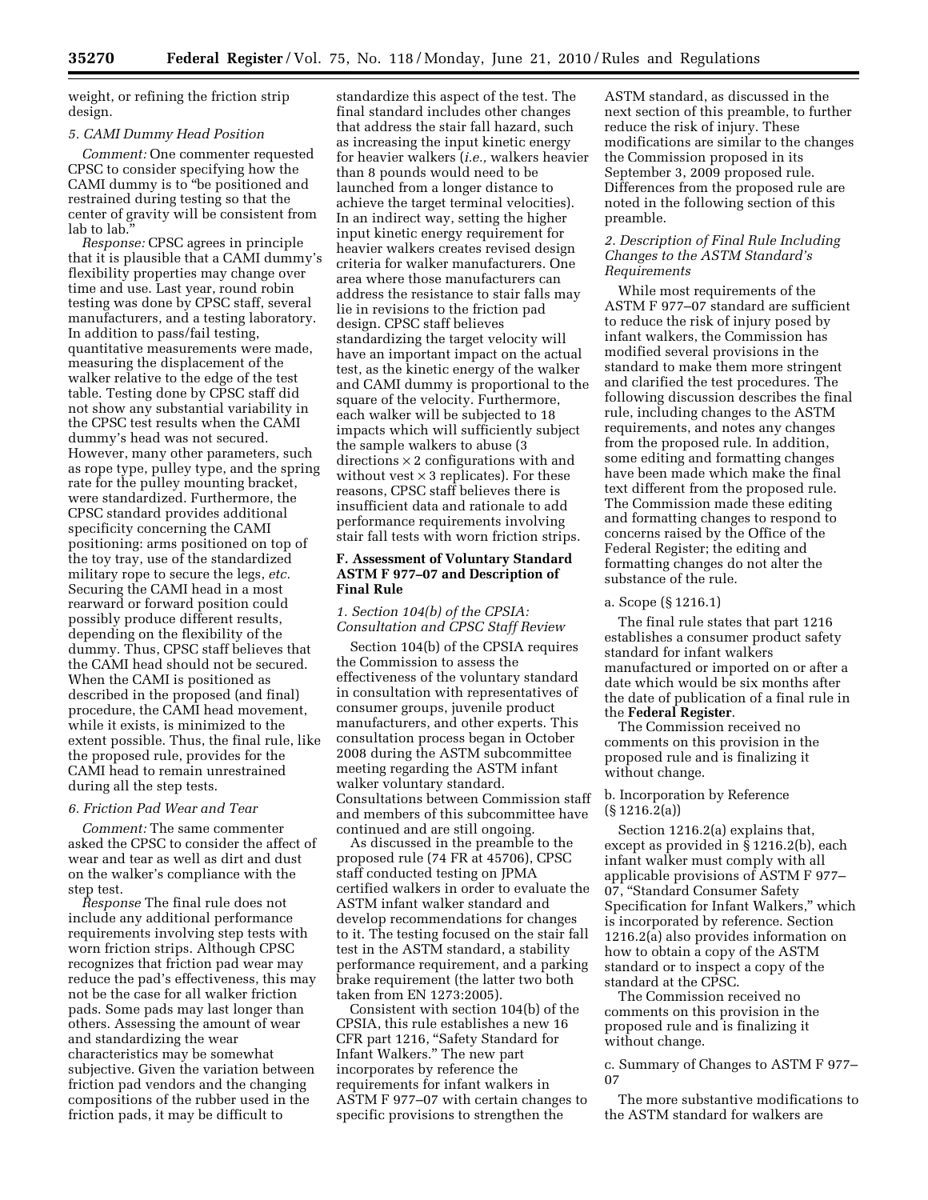weight, or refining the friction strip design.

### 5. CAMI Dummy Head Position

*Comment:* One commenter requested CPSC to consider specifying how the CAMI dummy is to "be positioned and restrained during testing so that the center of gravity will be consistent from lab to lab."

*Response:* CPSC agrees in principle that it is plausible that a CAMI dummy's flexibility properties may change over time and use. Last year, round robin testing was done by CPSC staff, several manufacturers, and a testing laboratory. In addition to pass/fail testing, quantitative measurements were made, measuring the displacement of the walker relative to the edge of the test table. Testing done by CPSC staff did not show any substantial variability in the CPSC test results when the CAMI dummy's head was not secured. However, many other parameters, such as rope type, pulley type, and the spring rate for the pulley mounting bracket, were standardized. Furthermore, the CPSC standard provides additional specificity concerning the CAMI positioning: arms positioned on top of the toy tray, use of the standardized military rope to secure the legs, *etc.* Securing the CAMI head in a most rearward or forward position could possibly produce different results, depending on the flexibility of the dummy. Thus, CPSC staff believes that the CAMI head should not be secured. When the CAMI is positioned as described in the proposed (and final) procedure, the CAMI head movement, while it exists, is minimized to the extent possible. Thus, the final rule, like the proposed rule, provides for the CAMI head to remain unrestrained during all the step tests.

### 6. Friction Pad Wear and Tear

*Comment:* The same commenter asked the CPSC to consider the affect of wear and tear as well as dirt and dust on the walker's compliance with the step test.

*Response* The final rule does not include any additional performance requirements involving step tests with worn friction strips. Although CPSC recognizes that friction pad wear may reduce the pad's effectiveness, this may not be the case for all walker friction pads. Some pads may last longer than others. Assessing the amount of wear and standardizing the wear characteristics may be somewhat subjective. Given the variation between friction pad vendors and the changing compositions of the rubber used in the friction pads, it may be difficult to standardize this aspect of the test. The final standard includes other changes that address the stair fall hazard, such as increasing the input kinetic energy for heavier walkers (*i.e.,* walkers heavier than 8 pounds would need to be launched from a longer distance to achieve the target terminal velocities). In an indirect way, setting the higher input kinetic energy requirement for heavier walkers creates revised design criteria for walker manufacturers. One area where those manufacturers can address the resistance to stair falls may lie in revisions to the friction pad design. CPSC staff believes standardizing the target velocity will have an important impact on the actual test, as the kinetic energy of the walker and CAMI dummy is proportional to the square of the velocity. Furthermore, each walker will be subjected to 18 impacts which will sufficiently subject the sample walkers to abuse (3 directions × 2 configurations with and without vest × 3 replicates). For these reasons, CPSC staff believes there is insufficient data and rationale to add performance requirements involving stair fall tests with worn friction strips.

## F. Assessment of Voluntary Standard ASTM F 977–07 and Description of Final Rule

### 1. Section 104(b) of the CPSIA: Consultation and CPSC Staff Review

Section 104(b) of the CPSIA requires the Commission to assess the effectiveness of the voluntary standard in consultation with representatives of consumer groups, juvenile product manufacturers, and other experts. This consultation process began in October 2008 during the ASTM subcommittee meeting regarding the ASTM infant walker voluntary standard. Consultations between Commission staff and members of this subcommittee have continued and are still ongoing.

As discussed in the preamble to the proposed rule (74 FR at 45706), CPSC staff conducted testing on JPMA certified walkers in order to evaluate the ASTM infant walker standard and develop recommendations for changes to it. The testing focused on the stair fall test in the ASTM standard, a stability performance requirement, and a parking brake requirement (the latter two both taken from EN 1273:2005).

Consistent with section 104(b) of the CPSIA, this rule establishes a new 16 CFR part 1216, "Safety Standard for Infant Walkers." The new part incorporates by reference the requirements for infant walkers in ASTM F 977–07 with certain changes to specific provisions to strengthen the ASTM standard, as discussed in the next section of this preamble, to further reduce the risk of injury. These modifications are similar to the changes the Commission proposed in its September 3, 2009 proposed rule. Differences from the proposed rule are noted in the following section of this preamble.

### 2. Description of Final Rule Including Changes to the ASTM Standard's Requirements

While most requirements of the ASTM F 977–07 standard are sufficient to reduce the risk of injury posed by infant walkers, the Commission has modified several provisions in the standard to make them more stringent and clarified the test procedures. The following discussion describes the final rule, including changes to the ASTM requirements, and notes any changes from the proposed rule. In addition, some editing and formatting changes have been made which make the final text different from the proposed rule. The Commission made these editing and formatting changes to respond to concerns raised by the Office of the Federal Register; the editing and formatting changes do not alter the substance of the rule.

#### a. Scope (§ 1216.1)

The final rule states that part 1216 establishes a consumer product safety standard for infant walkers manufactured or imported on or after a date which would be six months after the date of publication of a final rule in the **Federal Register**.

The Commission received no comments on this provision in the proposed rule and is finalizing it without change.

#### b. Incorporation by Reference (§ 1216.2(a))

Section 1216.2(a) explains that, except as provided in § 1216.2(b), each infant walker must comply with all applicable provisions of ASTM F 977–07, "Standard Consumer Safety Specification for Infant Walkers," which is incorporated by reference. Section 1216.2(a) also provides information on how to obtain a copy of the ASTM standard or to inspect a copy of the standard at the CPSC.

The Commission received no comments on this provision in the proposed rule and is finalizing it without change.

#### c. Summary of Changes to ASTM F 977–07

The more substantive modifications to the ASTM standard for walkers are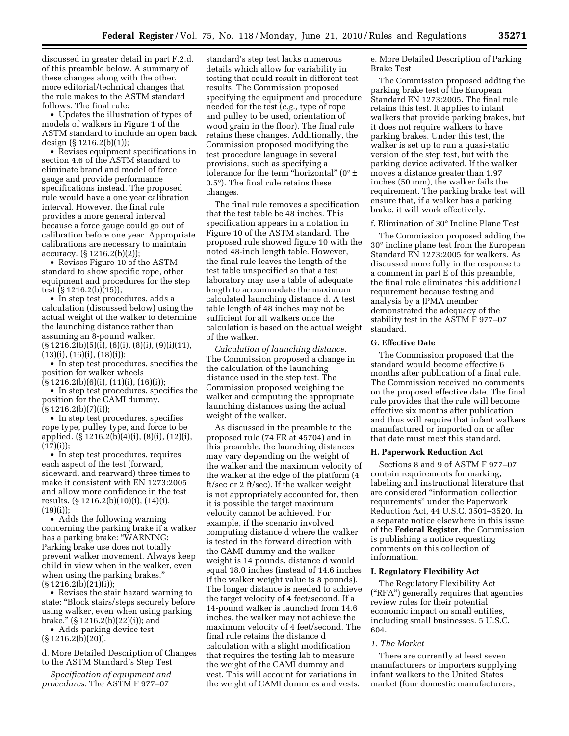discussed in greater detail in part F.2.d. of this preamble below. A summary of these changes along with the other, more editorial/technical changes that the rule makes to the ASTM standard follows. The final rule:

- Updates the illustration of types of models of walkers in Figure 1 of the ASTM standard to include an open back design (§ 1216.2(b)(1));
- Revises equipment specifications in section 4.6 of the ASTM standard to eliminate brand and model of force gauge and provide performance specifications instead. The proposed rule would have a one year calibration interval. However, the final rule provides a more general interval because a force gauge could go out of calibration before one year. Appropriate calibrations are necessary to maintain accuracy. (§ 1216.2(b)(2));
- Revises Figure 10 of the ASTM standard to show specific rope, other equipment and procedures for the step test (§ 1216.2(b)(15));
- In step test procedures, adds a calculation (discussed below) using the actual weight of the walker to determine the launching distance rather than assuming an 8-pound walker. (§ 1216.2(b)(5)(i), (6)(i), (8)(i), (9)(i)(11), (13)(i), (16)(i), (18)(i));
- In step test procedures, specifies the position for walker wheels (§ 1216.2(b)(6)(i), (11)(i), (16)(i));
- In step test procedures, specifies the position for the CAMI dummy. (§ 1216.2(b)(7)(i));
- In step test procedures, specifies rope type, pulley type, and force to be applied. (§ 1216.2(b)(4)(i), (8)(i), (12)(i), (17)(i));
- In step test procedures, requires each aspect of the test (forward, sideward, and rearward) three times to make it consistent with EN 1273:2005 and allow more confidence in the test results. (§ 1216.2(b)(10)(i), (14)(i), (19)(i));
- Adds the following warning concerning the parking brake if a walker has a parking brake: "WARNING: Parking brake use does not totally prevent walker movement. Always keep child in view when in the walker, even when using the parking brakes." (§ 1216.2(b)(21)(i));
- Revises the stair hazard warning to state: "Block stairs/steps securely before using walker, even when using parking brake." (§ 1216.2(b)(22)(i)); and
- Adds parking device test (§ 1216.2(b)(20)).

d. More Detailed Description of Changes to the ASTM Standard's Step Test

*Specification of equipment and procedures.* The ASTM F 977–07 standard's step test lacks numerous details which allow for variability in testing that could result in different test results. The Commission proposed specifying the equipment and procedure needed for the test (*e.g.,* type of rope and pulley to be used, orientation of wood grain in the floor). The final rule retains these changes. Additionally, the Commission proposed modifying the test procedure language in several provisions, such as specifying a tolerance for the term "horizontal" (0° ± 0.5°). The final rule retains these changes.

The final rule removes a specification that the test table be 48 inches. This specification appears in a notation in Figure 10 of the ASTM standard. The proposed rule showed figure 10 with the noted 48-inch length table. However, the final rule leaves the length of the test table unspecified so that a test laboratory may use a table of adequate length to accommodate the maximum calculated launching distance d. A test table length of 48 inches may not be sufficient for all walkers once the calculation is based on the actual weight of the walker.

*Calculation of launching distance.* The Commission proposed a change in the calculation of the launching distance used in the step test. The Commission proposed weighing the walker and computing the appropriate launching distances using the actual weight of the walker.

As discussed in the preamble to the proposed rule (74 FR at 45704) and in this preamble, the launching distances may vary depending on the weight of the walker and the maximum velocity of the walker at the edge of the platform (4 ft/sec or 2 ft/sec). If the walker weight is not appropriately accounted for, then it is possible the target maximum velocity cannot be achieved. For example, if the scenario involved computing distance d where the walker is tested in the forward direction with the CAMI dummy and the walker weight is 14 pounds, distance d would equal 18.0 inches (instead of 14.6 inches if the walker weight value is 8 pounds). The longer distance is needed to achieve the target velocity of 4 feet/second. If a 14-pound walker is launched from 14.6 inches, the walker may not achieve the maximum velocity of 4 feet/second. The final rule retains the distance d calculation with a slight modification that requires the testing lab to measure the weight of the CAMI dummy and vest. This will account for variations in the weight of CAMI dummies and vests.

e. More Detailed Description of Parking Brake Test

The Commission proposed adding the parking brake test of the European Standard EN 1273:2005. The final rule retains this test. It applies to infant walkers that provide parking brakes, but it does not require walkers to have parking brakes. Under this test, the walker is set up to run a quasi-static version of the step test, but with the parking device activated. If the walker moves a distance greater than 1.97 inches (50 mm), the walker fails the requirement. The parking brake test will ensure that, if a walker has a parking brake, it will work effectively.

f. Elimination of 30° Incline Plane Test

The Commission proposed adding the 30° incline plane test from the European Standard EN 1273:2005 for walkers. As discussed more fully in the response to a comment in part E of this preamble, the final rule eliminates this additional requirement because testing and analysis by a JPMA member demonstrated the adequacy of the stability test in the ASTM F 977–07 standard.

### G. Effective Date

The Commission proposed that the standard would become effective 6 months after publication of a final rule. The Commission received no comments on the proposed effective date. The final rule provides that the rule will become effective six months after publication and thus will require that infant walkers manufactured or imported on or after that date must meet this standard.

### H. Paperwork Reduction Act

Sections 8 and 9 of ASTM F 977–07 contain requirements for marking, labeling and instructional literature that are considered "information collection requirements" under the Paperwork Reduction Act, 44 U.S.C. 3501–3520. In a separate notice elsewhere in this issue of the **Federal Register**, the Commission is publishing a notice requesting comments on this collection of information.

### I. Regulatory Flexibility Act

The Regulatory Flexibility Act ("RFA") generally requires that agencies review rules for their potential economic impact on small entities, including small businesses. 5 U.S.C. 604.

*1. The Market*

There are currently at least seven manufacturers or importers supplying infant walkers to the United States market (four domestic manufacturers,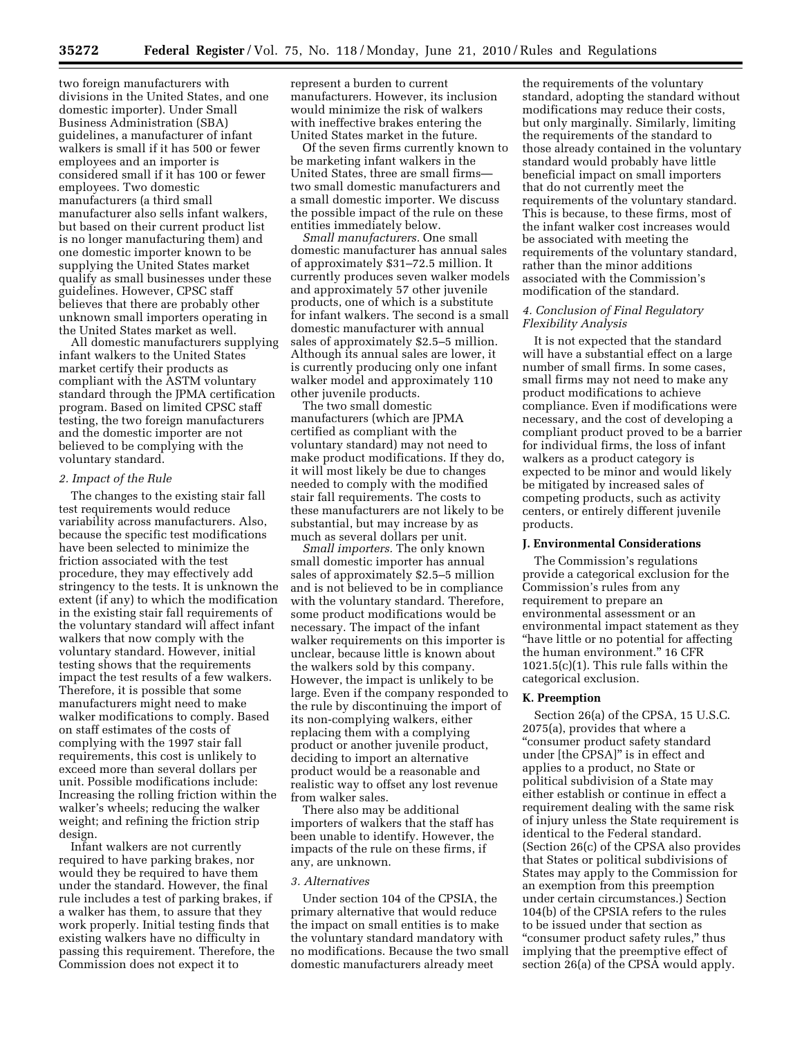two foreign manufacturers with divisions in the United States, and one domestic importer). Under Small Business Administration (SBA) guidelines, a manufacturer of infant walkers is small if it has 500 or fewer employees and an importer is considered small if it has 100 or fewer employees. Two domestic manufacturers (a third small manufacturer also sells infant walkers, but based on their current product list is no longer manufacturing them) and one domestic importer known to be supplying the United States market qualify as small businesses under these guidelines. However, CPSC staff believes that there are probably other unknown small importers operating in the United States market as well.

All domestic manufacturers supplying infant walkers to the United States market certify their products as compliant with the ASTM voluntary standard through the JPMA certification program. Based on limited CPSC staff testing, the two foreign manufacturers and the domestic importer are not believed to be complying with the voluntary standard.

#### 2. Impact of the Rule

The changes to the existing stair fall test requirements would reduce variability across manufacturers. Also, because the specific test modifications have been selected to minimize the friction associated with the test procedure, they may effectively add stringency to the tests. It is unknown the extent (if any) to which the modification in the existing stair fall requirements of the voluntary standard will affect infant walkers that now comply with the voluntary standard. However, initial testing shows that the requirements impact the test results of a few walkers. Therefore, it is possible that some manufacturers might need to make walker modifications to comply. Based on staff estimates of the costs of complying with the 1997 stair fall requirements, this cost is unlikely to exceed more than several dollars per unit. Possible modifications include: Increasing the rolling friction within the walker's wheels; reducing the walker weight; and refining the friction strip design.

Infant walkers are not currently required to have parking brakes, nor would they be required to have them under the standard. However, the final rule includes a test of parking brakes, if a walker has them, to assure that they work properly. Initial testing finds that existing walkers have no difficulty in passing this requirement. Therefore, the Commission does not expect it to represent a burden to current manufacturers. However, its inclusion would minimize the risk of walkers with ineffective brakes entering the United States market in the future.

Of the seven firms currently known to be marketing infant walkers in the United States, three are small firms—two small domestic manufacturers and a small domestic importer. We discuss the possible impact of the rule on these entities immediately below.

*Small manufacturers.* One small domestic manufacturer has annual sales of approximately $31–72.5 million. It currently produces seven walker models and approximately 57 other juvenile products, one of which is a substitute for infant walkers. The second is a small domestic manufacturer with annual sales of approximately $2.5–5 million. Although its annual sales are lower, it is currently producing only one infant walker model and approximately 110 other juvenile products.

The two small domestic manufacturers (which are JPMA certified as compliant with the voluntary standard) may not need to make product modifications. If they do, it will most likely be due to changes needed to comply with the modified stair fall requirements. The costs to these manufacturers are not likely to be substantial, but may increase by as much as several dollars per unit.

*Small importers.* The only known small domestic importer has annual sales of approximately $2.5–5 million and is not believed to be in compliance with the voluntary standard. Therefore, some product modifications would be necessary. The impact of the infant walker requirements on this importer is unclear, because little is known about the walkers sold by this company. However, the impact is unlikely to be large. Even if the company responded to the rule by discontinuing the import of its non-complying walkers, either replacing them with a complying product or another juvenile product, deciding to import an alternative product would be a reasonable and realistic way to offset any lost revenue from walker sales.

There also may be additional importers of walkers that the staff has been unable to identify. However, the impacts of the rule on these firms, if any, are unknown.

#### 3. Alternatives

Under section 104 of the CPSIA, the primary alternative that would reduce the impact on small entities is to make the voluntary standard mandatory with no modifications. Because the two small domestic manufacturers already meet the requirements of the voluntary standard, adopting the standard without modifications may reduce their costs, but only marginally. Similarly, limiting the requirements of the standard to those already contained in the voluntary standard would probably have little beneficial impact on small importers that do not currently meet the requirements of the voluntary standard. This is because, to these firms, most of the infant walker cost increases would be associated with meeting the requirements of the voluntary standard, rather than the minor additions associated with the Commission's modification of the standard.

#### 4. Conclusion of Final Regulatory Flexibility Analysis

It is not expected that the standard will have a substantial effect on a large number of small firms. In some cases, small firms may not need to make any product modifications to achieve compliance. Even if modifications were necessary, and the cost of developing a compliant product proved to be a barrier for individual firms, the loss of infant walkers as a product category is expected to be minor and would likely be mitigated by increased sales of competing products, such as activity centers, or entirely different juvenile products.

### J. Environmental Considerations

The Commission's regulations provide a categorical exclusion for the Commission's rules from any requirement to prepare an environmental assessment or an environmental impact statement as they "have little or no potential for affecting the human environment." 16 CFR 1021.5(c)(1). This rule falls within the categorical exclusion.

### K. Preemption

Section 26(a) of the CPSA, 15 U.S.C. 2075(a), provides that where a "consumer product safety standard under [the CPSA]" is in effect and applies to a product, no State or political subdivision of a State may either establish or continue in effect a requirement dealing with the same risk of injury unless the State requirement is identical to the Federal standard. (Section 26(c) of the CPSA also provides that States or political subdivisions of States may apply to the Commission for an exemption from this preemption under certain circumstances.) Section 104(b) of the CPSIA refers to the rules to be issued under that section as "consumer product safety rules," thus implying that the preemptive effect of section 26(a) of the CPSA would apply.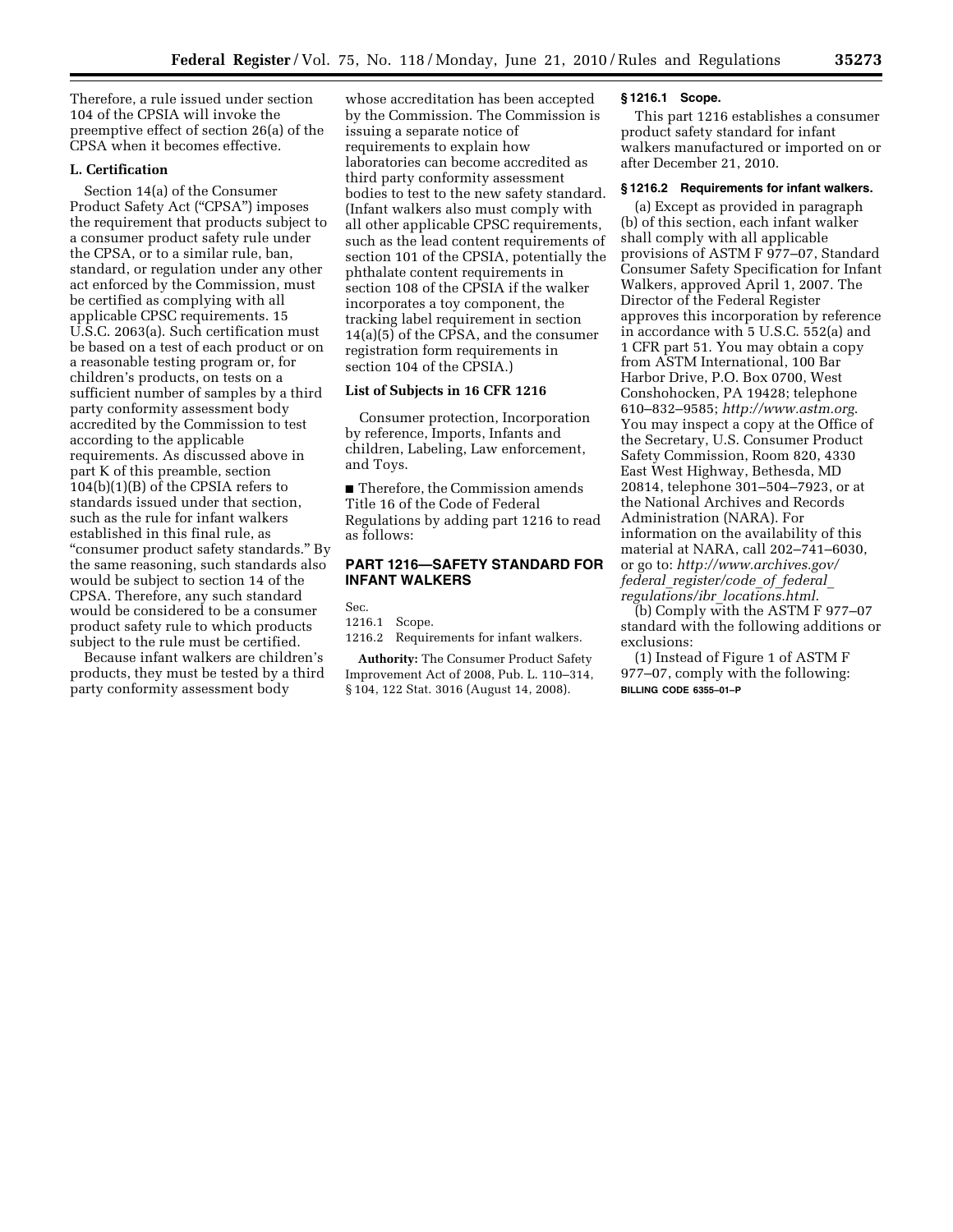Therefore, a rule issued under section 104 of the CPSIA will invoke the preemptive effect of section 26(a) of the CPSA when it becomes effective.

**L. Certification**

Section 14(a) of the Consumer Product Safety Act ("CPSA") imposes the requirement that products subject to a consumer product safety rule under the CPSA, or to a similar rule, ban, standard, or regulation under any other act enforced by the Commission, must be certified as complying with all applicable CPSC requirements. 15 U.S.C. 2063(a). Such certification must be based on a test of each product or on a reasonable testing program or, for children's products, on tests on a sufficient number of samples by a third party conformity assessment body accredited by the Commission to test according to the applicable requirements. As discussed above in part K of this preamble, section 104(b)(1)(B) of the CPSIA refers to standards issued under that section, such as the rule for infant walkers established in this final rule, as "consumer product safety standards." By the same reasoning, such standards also would be subject to section 14 of the CPSA. Therefore, any such standard would be considered to be a consumer product safety rule to which products subject to the rule must be certified.

Because infant walkers are children's products, they must be tested by a third party conformity assessment body whose accreditation has been accepted by the Commission. The Commission is issuing a separate notice of requirements to explain how laboratories can become accredited as third party conformity assessment bodies to test to the new safety standard. (Infant walkers also must comply with all other applicable CPSC requirements, such as the lead content requirements of section 101 of the CPSIA, potentially the phthalate content requirements in section 108 of the CPSIA if the walker incorporates a toy component, the tracking label requirement in section 14(a)(5) of the CPSA, and the consumer registration form requirements in section 104 of the CPSIA.)

**List of Subjects in 16 CFR 1216**

Consumer protection, Incorporation by reference, Imports, Infants and children, Labeling, Law enforcement, and Toys.

■ Therefore, the Commission amends Title 16 of the Code of Federal Regulations by adding part 1216 to read as follows:

## PART 1216—SAFETY STANDARD FOR INFANT WALKERS

Sec.
1216.1 Scope.
1216.2 Requirements for infant walkers.

**Authority:** The Consumer Product Safety Improvement Act of 2008, Pub. L. 110–314, § 104, 122 Stat. 3016 (August 14, 2008).

### § 1216.1 Scope.

This part 1216 establishes a consumer product safety standard for infant walkers manufactured or imported on or after December 21, 2010.

### § 1216.2 Requirements for infant walkers.

(a) Except as provided in paragraph (b) of this section, each infant walker shall comply with all applicable provisions of ASTM F 977–07, Standard Consumer Safety Specification for Infant Walkers, approved April 1, 2007. The Director of the Federal Register approves this incorporation by reference in accordance with 5 U.S.C. 552(a) and 1 CFR part 51. You may obtain a copy from ASTM International, 100 Bar Harbor Drive, P.O. Box 0700, West Conshohocken, PA 19428; telephone 610–832–9585; *http://www.astm.org*. You may inspect a copy at the Office of the Secretary, U.S. Consumer Product Safety Commission, Room 820, 4330 East West Highway, Bethesda, MD 20814, telephone 301–504–7923, or at the National Archives and Records Administration (NARA). For information on the availability of this material at NARA, call 202–741–6030, or go to: *http://www.archives.gov/federal_register/code_of_federal_regulations/ibr_locations.html*.

(b) Comply with the ASTM F 977–07 standard with the following additions or exclusions:

(1) Instead of Figure 1 of ASTM F 977–07, comply with the following:

BILLING CODE 6355–01–P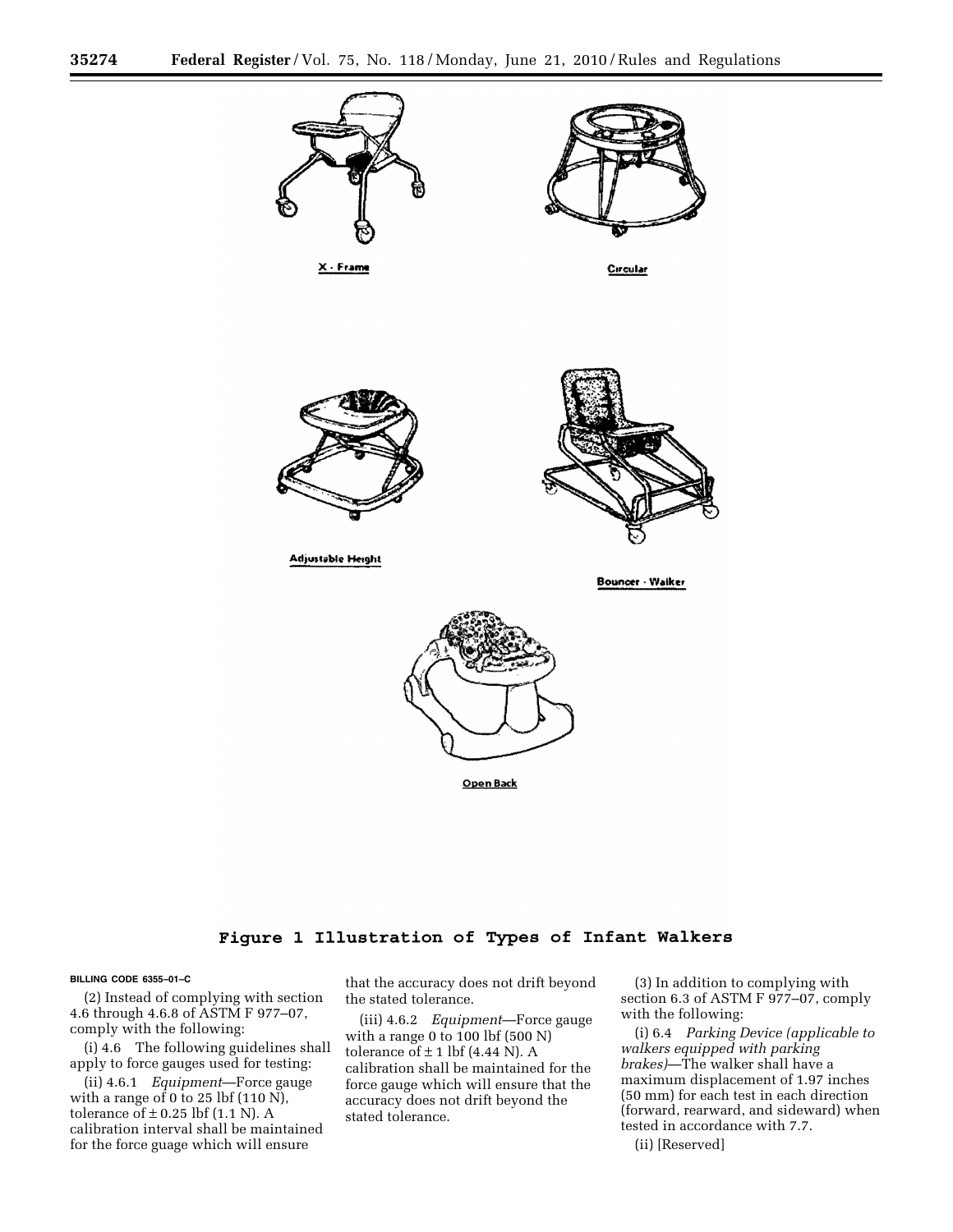X - Frame

Circular

Adjustable Height

Bouncer - Walker

Open Back

**Figure 1 Illustration of Types of Infant Walkers**

BILLING CODE 6355–01–C

(2) Instead of complying with section 4.6 through 4.6.8 of ASTM F 977–07, comply with the following:

(i) 4.6 The following guidelines shall apply to force gauges used for testing:

(ii) 4.6.1 *Equipment*—Force gauge with a range of 0 to 25 lbf (110 N), tolerance of ± 0.25 lbf (1.1 N). A calibration interval shall be maintained for the force guage which will ensure that the accuracy does not drift beyond the stated tolerance.

(iii) 4.6.2 *Equipment*—Force gauge with a range 0 to 100 lbf (500 N) tolerance of ± 1 lbf (4.44 N). A calibration shall be maintained for the force gauge which will ensure that the accuracy does not drift beyond the stated tolerance.

(3) In addition to complying with section 6.3 of ASTM F 977–07, comply with the following:

(i) 6.4 *Parking Device (applicable to walkers equipped with parking brakes)*—The walker shall have a maximum displacement of 1.97 inches (50 mm) for each test in each direction (forward, rearward, and sideward) when tested in accordance with 7.7.

(ii) [Reserved]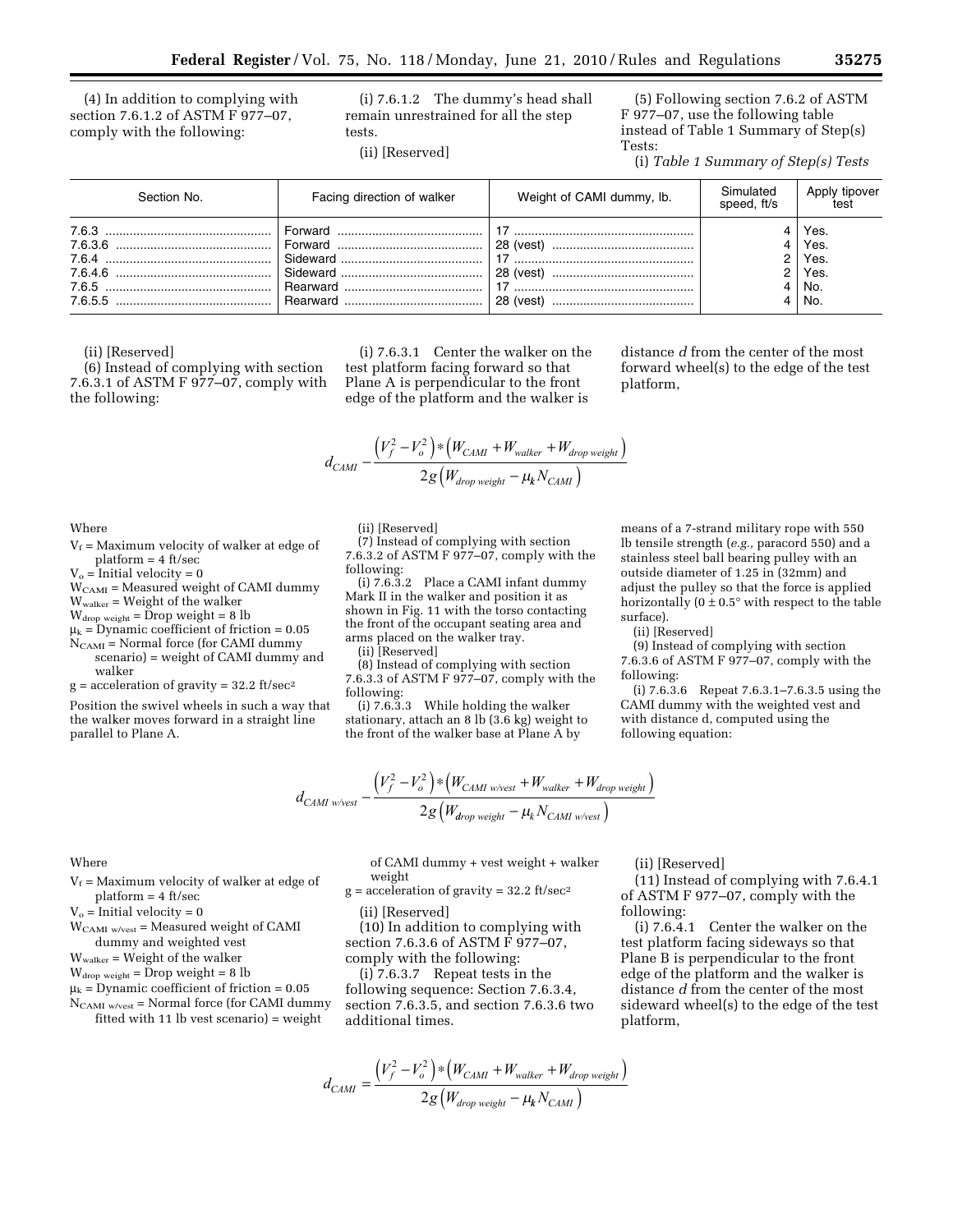(4) In addition to complying with section 7.6.1.2 of ASTM F 977–07, comply with the following:

(i) 7.6.1.2 The dummy's head shall remain unrestrained for all the step tests.

(ii) [Reserved]

(5) Following section 7.6.2 of ASTM F 977–07, use the following table instead of Table 1 Summary of Step(s) Tests:

(i) *Table 1 Summary of Step(s) Tests*

| Section No. | Facing direction of walker | Weight of CAMI dummy, lb. | Simulated speed, ft/s | Apply tipover test |
|---|---|---|---|---|
| 7.6.3 | Forward | 17 | 4 | Yes. |
| 7.6.3.6 | Forward | 28 (vest) | 4 | Yes. |
| 7.6.4 | Sideward | 17 | 2 | Yes. |
| 7.6.4.6 | Sideward | 28 (vest) | 2 | Yes. |
| 7.6.5 | Rearward | 17 | 4 | No. |
| 7.6.5.5 | Rearward | 28 (vest) | 4 | No. |

(ii) [Reserved]

(6) Instead of complying with section 7.6.3.1 of ASTM F 977–07, comply with the following:

(i) 7.6.3.1 Center the walker on the test platform facing forward so that Plane A is perpendicular to the front edge of the platform and the walker is distance *d* from the center of the most forward wheel(s) to the edge of the test platform,

$$d_{CAMI} - \frac{\left(V_f^2 - V_o^2\right) * \left(W_{CAMI} + W_{walker} + W_{drop\ weight}\right)}{2g\left(W_{drop\ weight} - \mu_k N_{CAMI}\right)}$$

Where

$V_f$ = Maximum velocity of walker at edge of platform = 4 ft/sec
$V_o$ = Initial velocity = 0
$W_{CAMI}$ = Measured weight of CAMI dummy
$W_{walker}$ = Weight of the walker
$W_{drop\ weight}$ = Drop weight = 8 lb
$\mu_k$ = Dynamic coefficient of friction = 0.05
$N_{CAMI}$ = Normal force (for CAMI dummy scenario) = weight of CAMI dummy and walker
g = acceleration of gravity = 32.2 ft/sec²

Position the swivel wheels in such a way that the walker moves forward in a straight line parallel to Plane A.

(ii) [Reserved]

(7) Instead of complying with section 7.6.3.2 of ASTM F 977–07, comply with the following:

(i) 7.6.3.2 Place a CAMI infant dummy Mark II in the walker and position it as shown in Fig. 11 with the torso contacting the front of the occupant seating area and arms placed on the walker tray.

(ii) [Reserved]

(8) Instead of complying with section 7.6.3.3 of ASTM F 977–07, comply with the following:

(i) 7.6.3.3 While holding the walker stationary, attach an 8 lb (3.6 kg) weight to the front of the walker base at Plane A by means of a 7-strand military rope with 550 lb tensile strength (*e.g.,* paracord 550) and a stainless steel ball bearing pulley with an outside diameter of 1.25 in (32mm) and adjust the pulley so that the force is applied horizontally (0 ± 0.5° with respect to the table surface).

(ii) [Reserved]

(9) Instead of complying with section 7.6.3.6 of ASTM F 977–07, comply with the following:

(i) 7.6.3.6 Repeat 7.6.3.1–7.6.3.5 using the CAMI dummy with the weighted vest and with distance d, computed using the following equation:

$$d_{CAMI\ w/vest} - \frac{\left(V_f^2 - V_o^2\right) * \left(W_{CAMI\ w/vest} + W_{walker} + W_{drop\ weight}\right)}{2g\left(W_{drop\ weight} - \mu_k N_{CAMI\ w/vest}\right)}$$

Where

$V_f$ = Maximum velocity of walker at edge of platform = 4 ft/sec
$V_o$ = Initial velocity = 0
$W_{CAMI\ w/vest}$ = Measured weight of CAMI dummy and weighted vest
$W_{walker}$ = Weight of the walker
$W_{drop\ weight}$ = Drop weight = 8 lb
$\mu_k$ = Dynamic coefficient of friction = 0.05
$N_{CAMI\ w/vest}$ = Normal force (for CAMI dummy fitted with 11 lb vest scenario) = weight of CAMI dummy + vest weight + walker weight
g = acceleration of gravity = 32.2 ft/sec²

(ii) [Reserved]

(10) In addition to complying with section 7.6.3.6 of ASTM F 977–07, comply with the following:

(i) 7.6.3.7 Repeat tests in the following sequence: Section 7.6.3.4, section 7.6.3.5, and section 7.6.3.6 two additional times.

(ii) [Reserved]

(11) Instead of complying with 7.6.4.1 of ASTM F 977–07, comply with the following:

(i) 7.6.4.1 Center the walker on the test platform facing sideways so that Plane B is perpendicular to the front edge of the platform and the walker is distance *d* from the center of the most sideward wheel(s) to the edge of the test platform,

$$d_{CAMI} = \frac{\left(V_f^2 - V_o^2\right) * \left(W_{CAMI} + W_{walker} + W_{drop\ weight}\right)}{2g\left(W_{drop\ weight} - \mu_k N_{CAMI}\right)}$$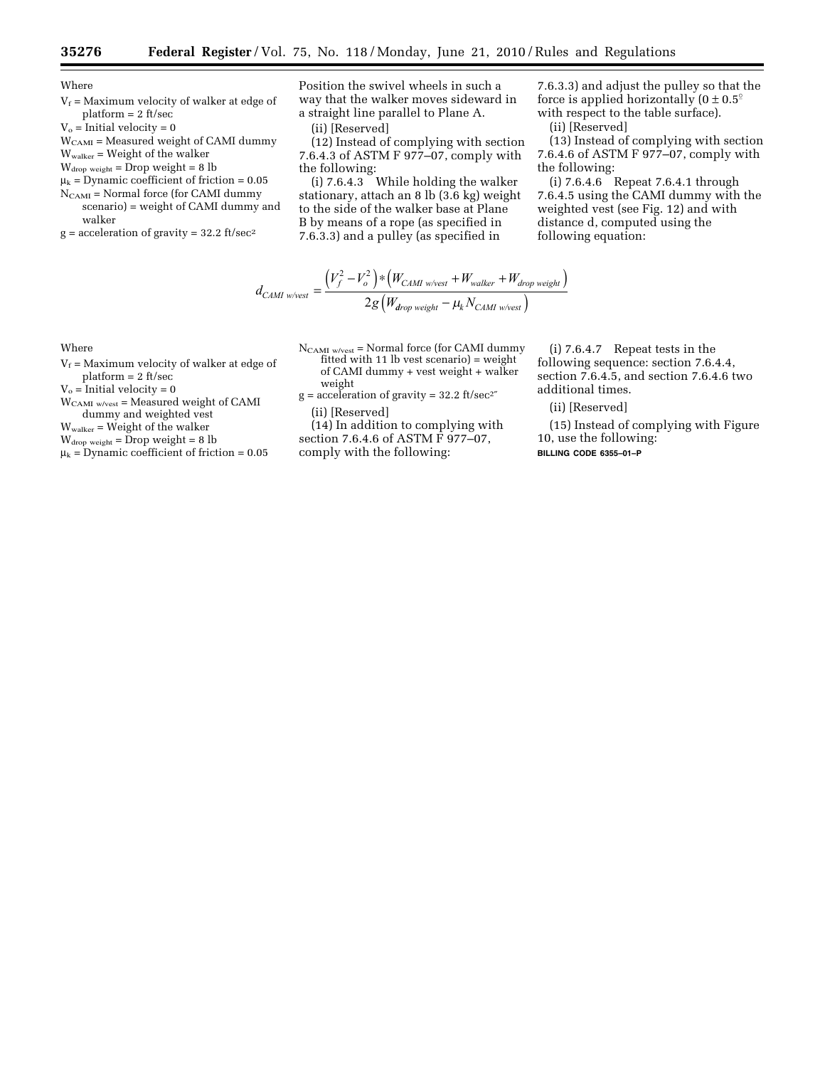Where

$V_f$ = Maximum velocity of walker at edge of platform = 2 ft/sec

$V_o$ = Initial velocity = 0

$W_{CAMI}$ = Measured weight of CAMI dummy

$W_{walker}$ = Weight of the walker

$W_{drop\ weight}$ = Drop weight = 8 lb

$\mu_k$ = Dynamic coefficient of friction = 0.05

$N_{CAMI}$ = Normal force (for CAMI dummy scenario) = weight of CAMI dummy and walker

g = acceleration of gravity = 32.2 ft/sec²

Position the swivel wheels in such a way that the walker moves sideward in a straight line parallel to Plane A.

(ii) [Reserved]

(12) Instead of complying with section 7.6.4.3 of ASTM F 977–07, comply with the following:

(i) 7.6.4.3 While holding the walker stationary, attach an 8 lb (3.6 kg) weight to the side of the walker base at Plane B by means of a rope (as specified in 7.6.3.3) and a pulley (as specified in 7.6.3.3) and adjust the pulley so that the force is applied horizontally (0 ± 0.5° with respect to the table surface).

(ii) [Reserved]

(13) Instead of complying with section 7.6.4.6 of ASTM F 977–07, comply with the following:

(i) 7.6.4.6 Repeat 7.6.4.1 through 7.6.4.5 using the CAMI dummy with the weighted vest (see Fig. 12) and with distance d, computed using the following equation:

$$d_{CAMI\ w/vest} = \frac{\left(V_f^2 - V_o^2\right) * \left(W_{CAMI\ w/vest} + W_{walker} + W_{drop\ weight}\right)}{2g\left(W_{drop\ weight} - \mu_k N_{CAMI\ w/vest}\right)}$$

Where

$V_f$ = Maximum velocity of walker at edge of platform = 2 ft/sec

$V_o$ = Initial velocity = 0

$W_{CAMI\ w/vest}$ = Measured weight of CAMI dummy and weighted vest

$W_{walker}$ = Weight of the walker

$W_{drop\ weight}$ = Drop weight = 8 lb

$\mu_k$ = Dynamic coefficient of friction = 0.05

$N_{CAMI\ w/vest}$ = Normal force (for CAMI dummy fitted with 11 lb vest scenario) = weight of CAMI dummy + vest weight + walker weight

g = acceleration of gravity = 32.2 ft/sec²"

(ii) [Reserved]

(14) In addition to complying with section 7.6.4.6 of ASTM F 977–07, comply with the following:

(i) 7.6.4.7 Repeat tests in the following sequence: section 7.6.4.4, section 7.6.4.5, and section 7.6.4.6 two additional times.

(ii) [Reserved]

(15) Instead of complying with Figure 10, use the following:

**BILLING CODE 6355–01–P**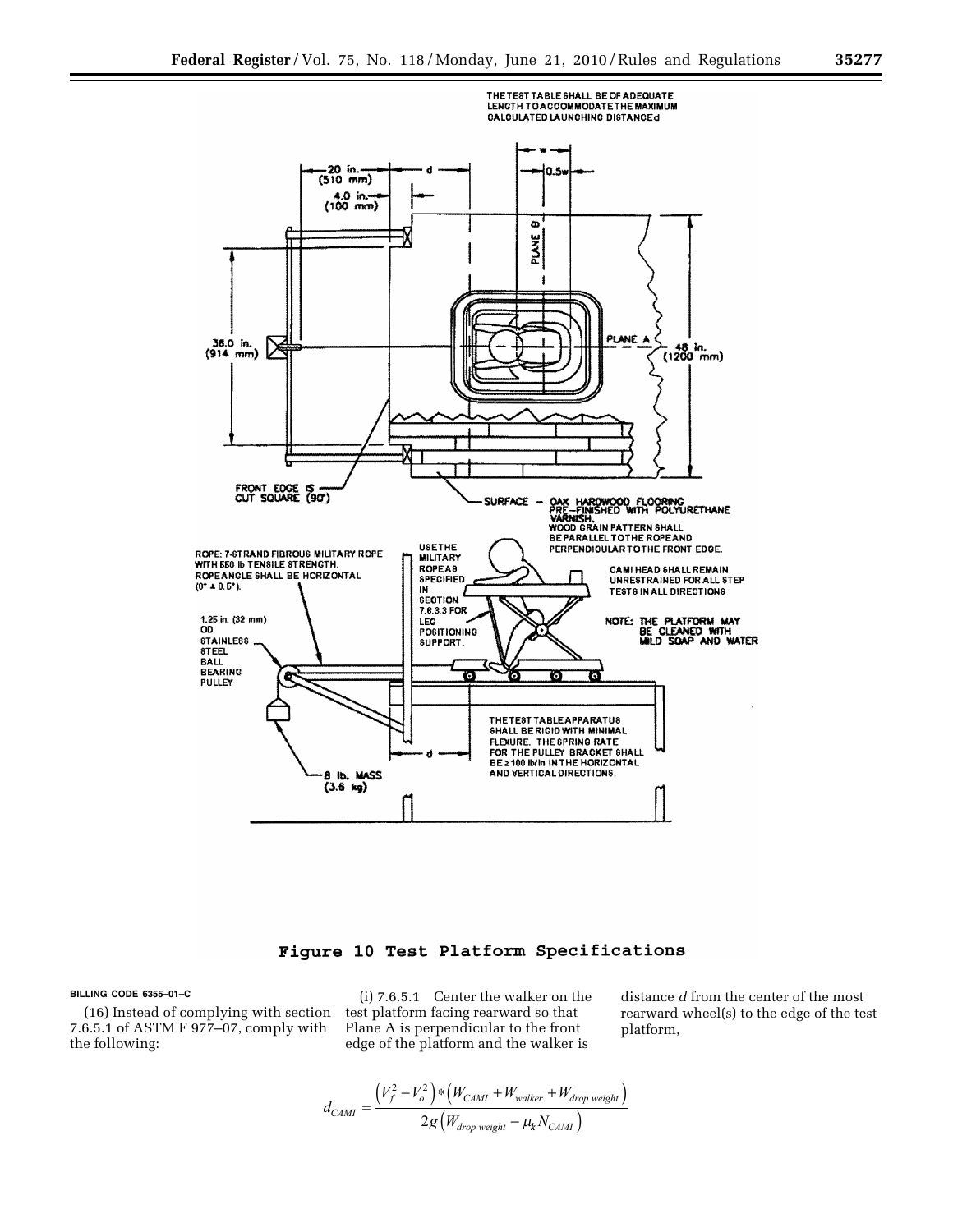THE TEST TABLE SHALL BE OF ADEQUATE LENGTH TO ACCOMMODATE THE MAXIMUM CALCULATED LAUNCHING DISTANCE d

20 in. (510 mm)

4.0 in. (100 mm)

d

w

0.5w

PLANE B

PLANE A

36.0 in. (914 mm)

48 in. (1200 mm)

FRONT EDGE IS CUT SQUARE (90°)

SURFACE – OAK HARDWOOD FLOORING PRE-FINISHED WITH POLYURETHANE VARNISH. WOOD GRAIN PATTERN SHALL BE PARALLEL TO THE ROPE AND PERPENDICULAR TO THE FRONT EDGE.

ROPE: 7-STRAND FIBROUS MILITARY ROPE WITH 550 lb TENSILE STRENGTH. ROPE ANGLE SHALL BE HORIZONTAL (0° ± 0.5°).

USE THE MILITARY ROPE AS SPECIFIED IN SECTION 7.6.3.3 FOR LEG POSITIONING SUPPORT.

CAMI HEAD SHALL REMAIN UNRESTRAINED FOR ALL STEP TESTS IN ALL DIRECTIONS

NOTE: THE PLATFORM MAY BE CLEANED WITH MILD SOAP AND WATER

1.25 in. (32 mm) OD STAINLESS STEEL BALL BEARING PULLEY

THE TEST TABLE APPARATUS SHALL BE RIGID WITH MINIMAL FLEXURE. THE SPRING RATE FOR THE PULLEY BRACKET SHALL BE ≥ 100 lb/in IN THE HORIZONTAL AND VERTICAL DIRECTIONS.

8 lb. MASS (3.6 kg)

d

**Figure 10 Test Platform Specifications**

BILLING CODE 6355–01–C

(16) Instead of complying with section 7.6.5.1 of ASTM F 977–07, comply with the following:

(i) 7.6.5.1 Center the walker on the test platform facing rearward so that Plane A is perpendicular to the front edge of the platform and the walker is distance *d* from the center of the most rearward wheel(s) to the edge of the test platform,

$$d_{CAMI} = \frac{\left(V_f^2 - V_o^2\right) * \left(W_{CAMI} + W_{walker} + W_{drop\ weight}\right)}{2g\left(W_{drop\ weight} - \mu_k N_{CAMI}\right)}$$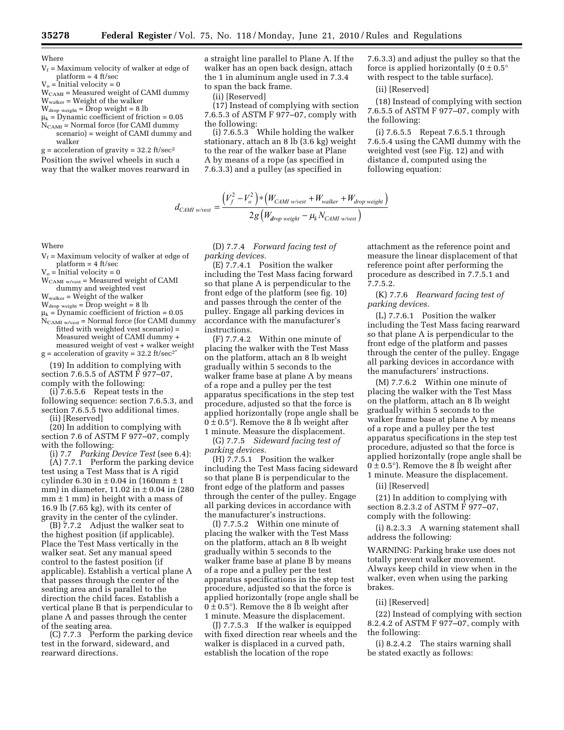Where

$V_f$ = Maximum velocity of walker at edge of platform = 4 ft/sec

$V_o$ = Initial velocity = 0

$W_{CAMI}$ = Measured weight of CAMI dummy

$W_{walker}$ = Weight of the walker

$W_{drop\ weight}$ = Drop weight = 8 lb

$\mu_k$ = Dynamic coefficient of friction = 0.05

$N_{CAMI}$ = Normal force (for CAMI dummy scenario) = weight of CAMI dummy and walker

g = acceleration of gravity = 32.2 ft/sec²

Position the swivel wheels in such a way that the walker moves rearward in a straight line parallel to Plane A. If the walker has an open back design, attach the 1 in aluminum angle used in 7.3.4 to span the back frame.

(ii) [Reserved]

(17) Instead of complying with section 7.6.5.3 of ASTM F 977–07, comply with the following:

(i) 7.6.5.3 While holding the walker stationary, attach an 8 lb (3.6 kg) weight to the rear of the walker base at Plane A by means of a rope (as specified in 7.6.3.3) and a pulley (as specified in 7.6.3.3) and adjust the pulley so that the force is applied horizontally (0 ± 0.5° with respect to the table surface).

(ii) [Reserved]

(18) Instead of complying with section 7.6.5.5 of ASTM F 977–07, comply with the following:

(i) 7.6.5.5 Repeat 7.6.5.1 through 7.6.5.4 using the CAMI dummy with the weighted vest (see Fig. 12) and with distance d, computed using the following equation:

$$d_{CAMI\ w/vest} = \frac{\left(V_f^2 - V_o^2\right) * \left(W_{CAMI\ w/vest} + W_{walker} + W_{drop\ weight}\right)}{2g\left(W_{drop\ weight} - \mu_k N_{CAMI\ w/vest}\right)}$$

Where

$V_f$ = Maximum velocity of walker at edge of platform = 4 ft/sec

$V_o$ = Initial velocity = 0

$W_{CAMI\ w/vest}$ = Measured weight of CAMI dummy and weighted vest

$W_{walker}$ = Weight of the walker

$W_{drop\ weight}$ = Drop weight = 8 lb

$\mu_k$ = Dynamic coefficient of friction = 0.05

$N_{CAMI\ w/vest}$ = Normal force (for CAMI dummy fitted with weighted vest scenario) = Measured weight of CAMI dummy + measured weight of vest + walker weight

g = acceleration of gravity = 32.2 ft/sec²″

(19) In addition to complying with section 7.6.5.5 of ASTM F 977–07, comply with the following:

(i) 7.6.5.6 Repeat tests in the following sequence: section 7.6.5.3, and section 7.6.5.5 two additional times.

(ii) [Reserved]

(20) In addition to complying with section 7.6 of ASTM F 977–07, comply with the following:

(i) 7.7 *Parking Device Test* (see 6.4):

(A) 7.7.1 Perform the parking device test using a Test Mass that is A rigid cylinder 6.30 in ± 0.04 in (160mm ± 1 mm) in diameter, 11.02 in ± 0.04 in (280 mm ± 1 mm) in height with a mass of 16.9 lb (7.65 kg), with its center of gravity in the center of the cylinder.

(B) 7.7.2 Adjust the walker seat to the highest position (if applicable). Place the Test Mass vertically in the walker seat. Set any manual speed control to the fastest position (if applicable). Establish a vertical plane A that passes through the center of the seating area and is parallel to the direction the child faces. Establish a vertical plane B that is perpendicular to plane A and passes through the center of the seating area.

(C) 7.7.3 Perform the parking device test in the forward, sideward, and rearward directions.

(D) 7.7.4 *Forward facing test of parking devices.*

(E) 7.7.4.1 Position the walker including the Test Mass facing forward so that plane A is perpendicular to the front edge of the platform (see fig. 10) and passes through the center of the pulley. Engage all parking devices in accordance with the manufacturer's instructions.

(F) 7.7.4.2 Within one minute of placing the walker with the Test Mass on the platform, attach an 8 lb weight gradually within 5 seconds to the walker frame base at plane A by means of a rope and a pulley per the test apparatus specifications in the step test procedure, adjusted so that the force is applied horizontally (rope angle shall be 0 ± 0.5°). Remove the 8 lb weight after 1 minute. Measure the displacement.

(G) 7.7.5 *Sideward facing test of parking devices.*

(H) 7.7.5.1 Position the walker including the Test Mass facing sideward so that plane B is perpendicular to the front edge of the platform and passes through the center of the pulley. Engage all parking devices in accordance with the manufacturer's instructions.

(I) 7.7.5.2 Within one minute of placing the walker with the Test Mass on the platform, attach an 8 lb weight gradually within 5 seconds to the walker frame base at plane B by means of a rope and a pulley per the test apparatus specifications in the step test procedure, adjusted so that the force is applied horizontally (rope angle shall be 0 ± 0.5°). Remove the 8 lb weight after 1 minute. Measure the displacement.

(J) 7.7.5.3 If the walker is equipped with fixed direction rear wheels and the walker is displaced in a curved path, establish the location of the rope attachment as the reference point and measure the linear displacement of that reference point after performing the procedure as described in 7.7.5.1 and 7.7.5.2.

(K) 7.7.6 *Rearward facing test of parking devices.*

(L) 7.7.6.1 Position the walker including the Test Mass facing rearward so that plane A is perpendicular to the front edge of the platform and passes through the center of the pulley. Engage all parking devices in accordance with the manufacturers' instructions.

(M) 7.7.6.2 Within one minute of placing the walker with the Test Mass on the platform, attach an 8 lb weight gradually within 5 seconds to the walker frame base at plane A by means of a rope and a pulley per the test apparatus specifications in the step test procedure, adjusted so that the force is applied horizontally (rope angle shall be 0 ± 0.5°). Remove the 8 lb weight after 1 minute. Measure the displacement.

(ii) [Reserved]

(21) In addition to complying with section 8.2.3.2 of ASTM F 977–07, comply with the following:

(i) 8.2.3.3 A warning statement shall address the following:

WARNING: Parking brake use does not totally prevent walker movement. Always keep child in view when in the walker, even when using the parking brakes.

(ii) [Reserved]

(22) Instead of complying with section 8.2.4.2 of ASTM F 977–07, comply with the following:

(i) 8.2.4.2 The stairs warning shall be stated exactly as follows: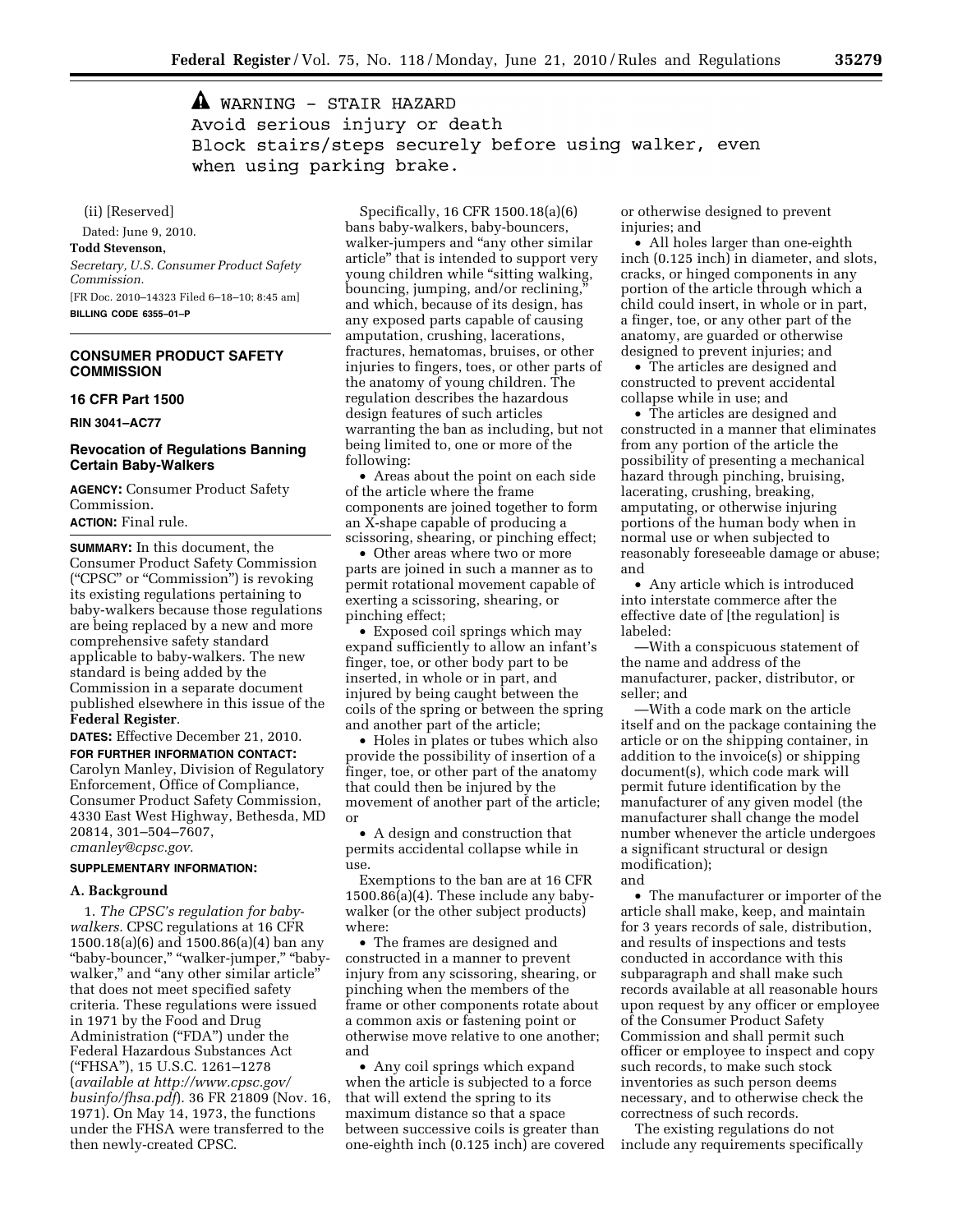⚠ WARNING - STAIR HAZARD
Avoid serious injury or death
Block stairs/steps securely before using walker, even when using parking brake.

(ii) [Reserved]

Dated: June 9, 2010.

**Todd Stevenson,**

*Secretary, U.S. Consumer Product Safety Commission.*

[FR Doc. 2010–14323 Filed 6–18–10; 8:45 am]

**BILLING CODE 6355–01–P**

---

## CONSUMER PRODUCT SAFETY COMMISSION

### 16 CFR Part 1500

**RIN 3041–AC77**

### Revocation of Regulations Banning Certain Baby-Walkers

**AGENCY:** Consumer Product Safety Commission.

**ACTION:** Final rule.

**SUMMARY:** In this document, the Consumer Product Safety Commission ("CPSC" or "Commission") is revoking its existing regulations pertaining to baby-walkers because those regulations are being replaced by a new and more comprehensive safety standard applicable to baby-walkers. The new standard is being added by the Commission in a separate document published elsewhere in this issue of the **Federal Register**.

**DATES:** Effective December 21, 2010.

**FOR FURTHER INFORMATION CONTACT:** Carolyn Manley, Division of Regulatory Enforcement, Office of Compliance, Consumer Product Safety Commission, 4330 East West Highway, Bethesda, MD 20814, 301–504–7607, *cmanley@cpsc.gov.*

**SUPPLEMENTARY INFORMATION:**

#### A. Background

1. *The CPSC's regulation for baby-walkers.* CPSC regulations at 16 CFR 1500.18(a)(6) and 1500.86(a)(4) ban any "baby-bouncer," "walker-jumper," "baby-walker," and "any other similar article" that does not meet specified safety criteria. These regulations were issued in 1971 by the Food and Drug Administration ("FDA") under the Federal Hazardous Substances Act ("FHSA"), 15 U.S.C. 1261–1278 (*available at http://www.cpsc.gov/businfo/fhsa.pdf*). 36 FR 21809 (Nov. 16, 1971). On May 14, 1973, the functions under the FHSA were transferred to the then newly-created CPSC.

Specifically, 16 CFR 1500.18(a)(6) bans baby-walkers, baby-bouncers, walker-jumpers and "any other similar article" that is intended to support very young children while "sitting walking, bouncing, jumping, and/or reclining," and which, because of its design, has any exposed parts capable of causing amputation, crushing, lacerations, fractures, hematomas, bruises, or other injuries to fingers, toes, or other parts of the anatomy of young children. The regulation describes the hazardous design features of such articles warranting the ban as including, but not being limited to, one or more of the following:

- Areas about the point on each side of the article where the frame components are joined together to form an X-shape capable of producing a scissoring, shearing, or pinching effect;
- Other areas where two or more parts are joined in such a manner as to permit rotational movement capable of exerting a scissoring, shearing, or pinching effect;
- Exposed coil springs which may expand sufficiently to allow an infant's finger, toe, or other body part to be inserted, in whole or in part, and injured by being caught between the coils of the spring or between the spring and another part of the article;
- Holes in plates or tubes which also provide the possibility of insertion of a finger, toe, or other part of the anatomy that could then be injured by the movement of another part of the article; or
- A design and construction that permits accidental collapse while in use.

Exemptions to the ban are at 16 CFR 1500.86(a)(4). These include any baby-walker (or the other subject products) where:

- The frames are designed and constructed in a manner to prevent injury from any scissoring, shearing, or pinching when the members of the frame or other components rotate about a common axis or fastening point or otherwise move relative to one another; and
- Any coil springs which expand when the article is subjected to a force that will extend the spring to its maximum distance so that a space between successive coils is greater than one-eighth inch (0.125 inch) are covered or otherwise designed to prevent injuries; and
- All holes larger than one-eighth inch (0.125 inch) in diameter, and slots, cracks, or hinged components in any portion of the article through which a child could insert, in whole or in part, a finger, toe, or any other part of the anatomy, are guarded or otherwise designed to prevent injuries; and
- The articles are designed and constructed to prevent accidental collapse while in use; and
- The articles are designed and constructed in a manner that eliminates from any portion of the article the possibility of presenting a mechanical hazard through pinching, bruising, lacerating, crushing, breaking, amputating, or otherwise injuring portions of the human body when in normal use or when subjected to reasonably foreseeable damage or abuse; and
- Any article which is introduced into interstate commerce after the effective date of [the regulation] is labeled:
  —With a conspicuous statement of the name and address of the manufacturer, packer, distributor, or seller; and
  —With a code mark on the article itself and on the package containing the article or on the shipping container, in addition to the invoice(s) or shipping document(s), which code mark will permit future identification by the manufacturer of any given model (the manufacturer shall change the model number whenever the article undergoes a significant structural or design modification);
  and
- The manufacturer or importer of the article shall make, keep, and maintain for 3 years records of sale, distribution, and results of inspections and tests conducted in accordance with this subparagraph and shall make such records available at all reasonable hours upon request by any officer or employee of the Consumer Product Safety Commission and shall permit such officer or employee to inspect and copy such records, to make such stock inventories as such person deems necessary, and to otherwise check the correctness of such records.

The existing regulations do not include any requirements specifically